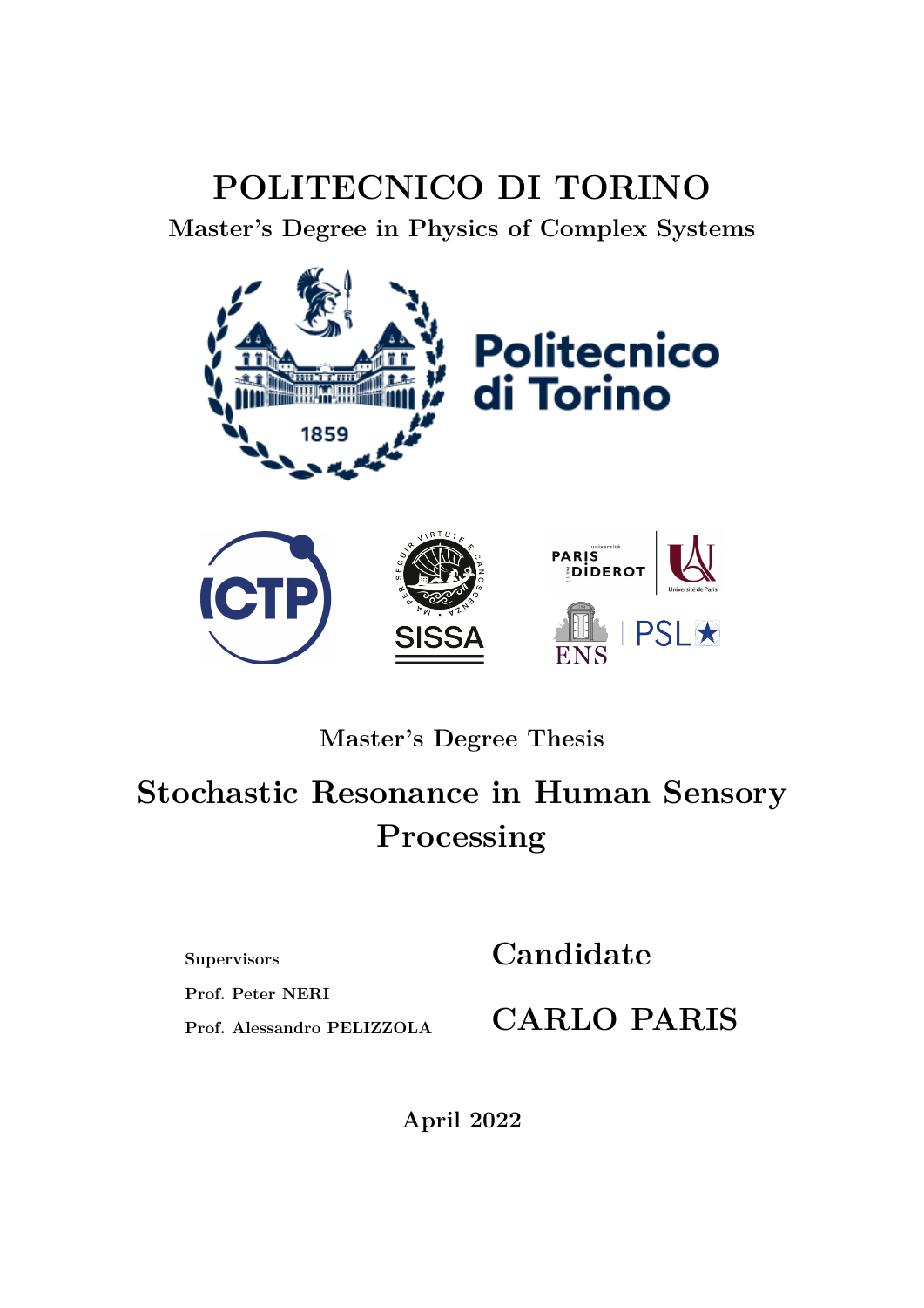# POLITECNICO DI TORINO

**Master's Degree in Physics of Complex Systems**

**Master's Degree Thesis**

## Stochastic Resonance in Human Sensory Processing

**Supervisors**

Prof. Peter NERI

Prof. Alessandro PELIZZOLA

**Candidate**

**CARLO PARIS**

**April 2022**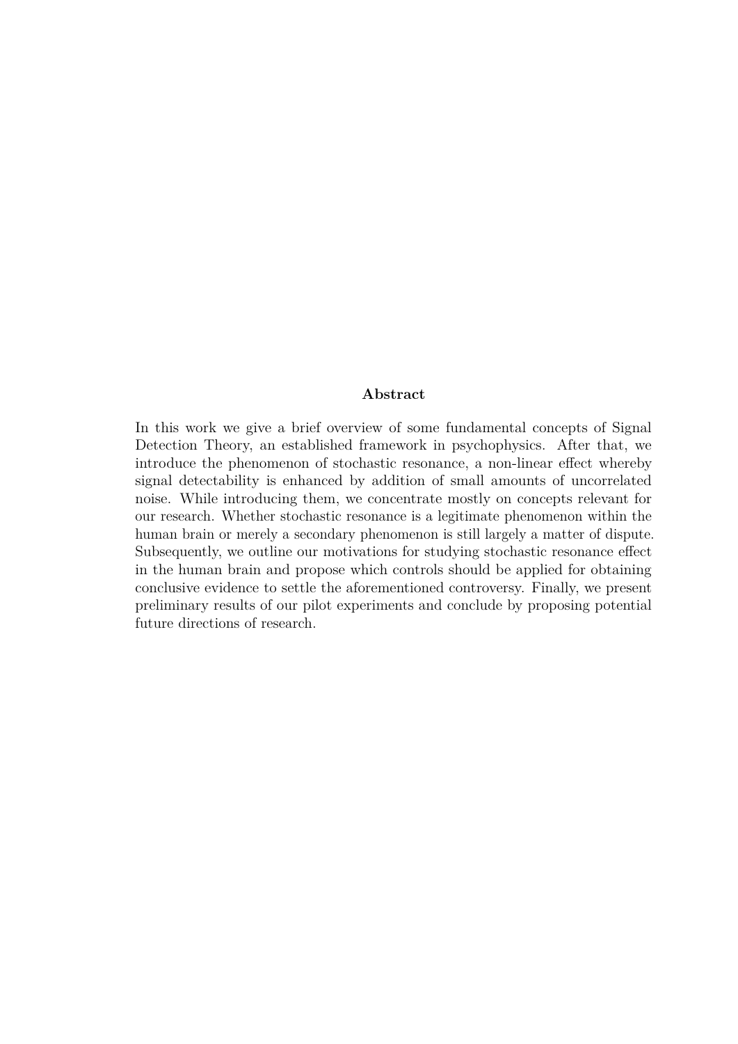## Abstract

In this work we give a brief overview of some fundamental concepts of Signal Detection Theory, an established framework in psychophysics. After that, we introduce the phenomenon of stochastic resonance, a non-linear effect whereby signal detectability is enhanced by addition of small amounts of uncorrelated noise. While introducing them, we concentrate mostly on concepts relevant for our research. Whether stochastic resonance is a legitimate phenomenon within the human brain or merely a secondary phenomenon is still largely a matter of dispute. Subsequently, we outline our motivations for studying stochastic resonance effect in the human brain and propose which controls should be applied for obtaining conclusive evidence to settle the aforementioned controversy. Finally, we present preliminary results of our pilot experiments and conclude by proposing potential future directions of research.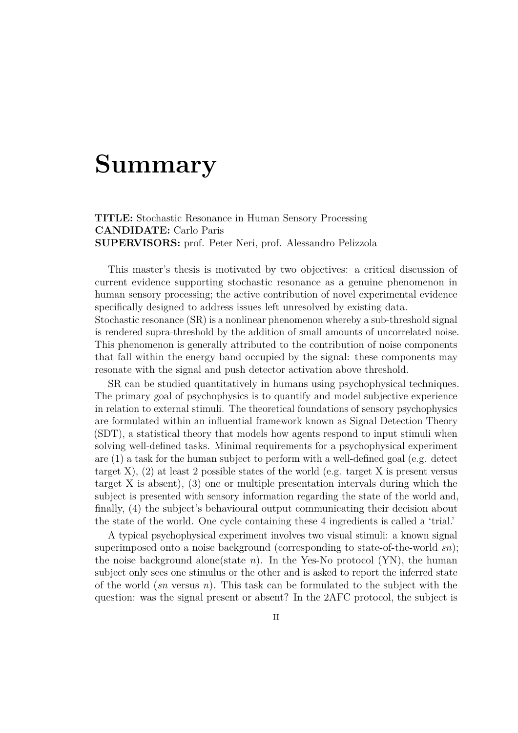# Summary

**TITLE:** Stochastic Resonance in Human Sensory Processing
**CANDIDATE:** Carlo Paris
**SUPERVISORS:** prof. Peter Neri, prof. Alessandro Pelizzola

This master's thesis is motivated by two objectives: a critical discussion of current evidence supporting stochastic resonance as a genuine phenomenon in human sensory processing; the active contribution of novel experimental evidence specifically designed to address issues left unresolved by existing data.
Stochastic resonance (SR) is a nonlinear phenomenon whereby a sub-threshold signal is rendered supra-threshold by the addition of small amounts of uncorrelated noise. This phenomenon is generally attributed to the contribution of noise components that fall within the energy band occupied by the signal: these components may resonate with the signal and push detector activation above threshold.

SR can be studied quantitatively in humans using psychophysical techniques. The primary goal of psychophysics is to quantify and model subjective experience in relation to external stimuli. The theoretical foundations of sensory psychophysics are formulated within an influential framework known as Signal Detection Theory (SDT), a statistical theory that models how agents respond to input stimuli when solving well-defined tasks. Minimal requirements for a psychophysical experiment are (1) a task for the human subject to perform with a well-defined goal (e.g. detect target X), (2) at least 2 possible states of the world (e.g. target X is present versus target X is absent), (3) one or multiple presentation intervals during which the subject is presented with sensory information regarding the state of the world and, finally, (4) the subject's behavioural output communicating their decision about the state of the world. One cycle containing these 4 ingredients is called a 'trial.'

A typical psychophysical experiment involves two visual stimuli: a known signal superimposed onto a noise background (corresponding to state-of-the-world *sn*); the noise background alone(state *n*). In the Yes-No protocol (YN), the human subject only sees one stimulus or the other and is asked to report the inferred state of the world (*sn* versus *n*). This task can be formulated to the subject with the question: was the signal present or absent? In the 2AFC protocol, the subject is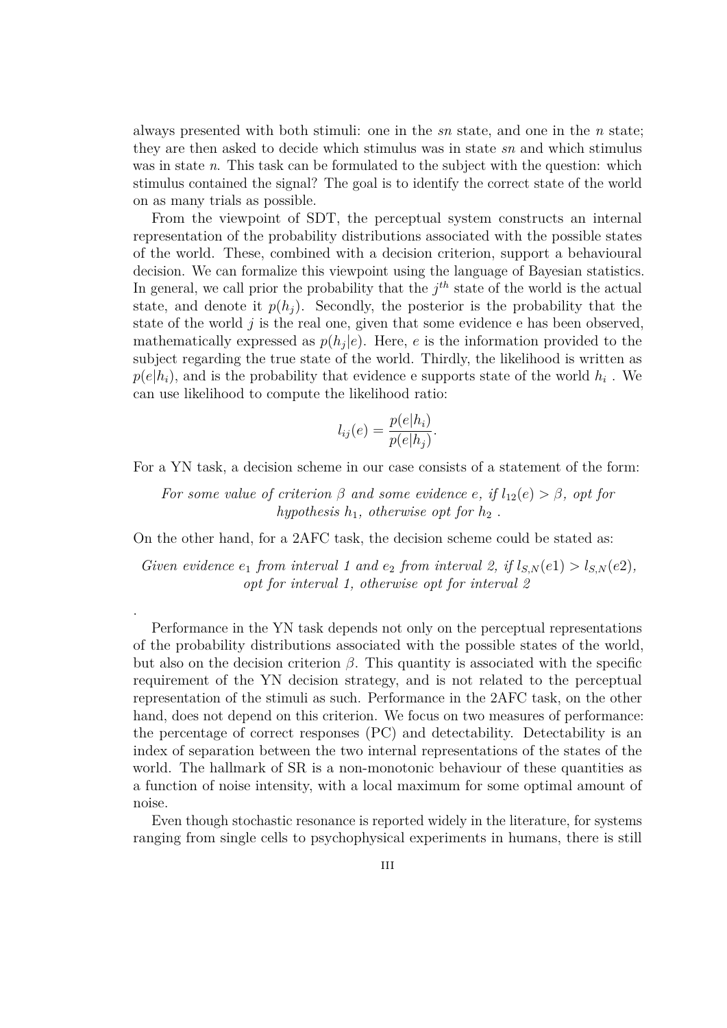always presented with both stimuli: one in the *sn* state, and one in the *n* state; they are then asked to decide which stimulus was in state *sn* and which stimulus was in state *n*. This task can be formulated to the subject with the question: which stimulus contained the signal? The goal is to identify the correct state of the world on as many trials as possible.

From the viewpoint of SDT, the perceptual system constructs an internal representation of the probability distributions associated with the possible states of the world. These, combined with a decision criterion, support a behavioural decision. We can formalize this viewpoint using the language of Bayesian statistics. In general, we call prior the probability that the $j^{th}$ state of the world is the actual state, and denote it $p(h_j)$. Secondly, the posterior is the probability that the state of the world $j$ is the real one, given that some evidence e has been observed, mathematically expressed as $p(h_j|e)$. Here, $e$ is the information provided to the subject regarding the true state of the world. Thirdly, the likelihood is written as $p(e|h_i)$, and is the probability that evidence e supports state of the world $h_i$ . We can use likelihood to compute the likelihood ratio:

$$l_{ij}(e) = \frac{p(e|h_i)}{p(e|h_j)}.$$

For a YN task, a decision scheme in our case consists of a statement of the form:

*For some value of criterion $\beta$ and some evidence $e$, if $l_{12}(e) > \beta$, opt for hypothesis $h_1$, otherwise opt for $h_2$ .*

On the other hand, for a 2AFC task, the decision scheme could be stated as:

*Given evidence $e_1$ from interval 1 and $e_2$ from interval 2, if $l_{S,N}(e1) > l_{S,N}(e2)$, opt for interval 1, otherwise opt for interval 2*

.

Performance in the YN task depends not only on the perceptual representations of the probability distributions associated with the possible states of the world, but also on the decision criterion $\beta$. This quantity is associated with the specific requirement of the YN decision strategy, and is not related to the perceptual representation of the stimuli as such. Performance in the 2AFC task, on the other hand, does not depend on this criterion. We focus on two measures of performance: the percentage of correct responses (PC) and detectability. Detectability is an index of separation between the two internal representations of the states of the world. The hallmark of SR is a non-monotonic behaviour of these quantities as a function of noise intensity, with a local maximum for some optimal amount of noise.

Even though stochastic resonance is reported widely in the literature, for systems ranging from single cells to psychophysical experiments in humans, there is still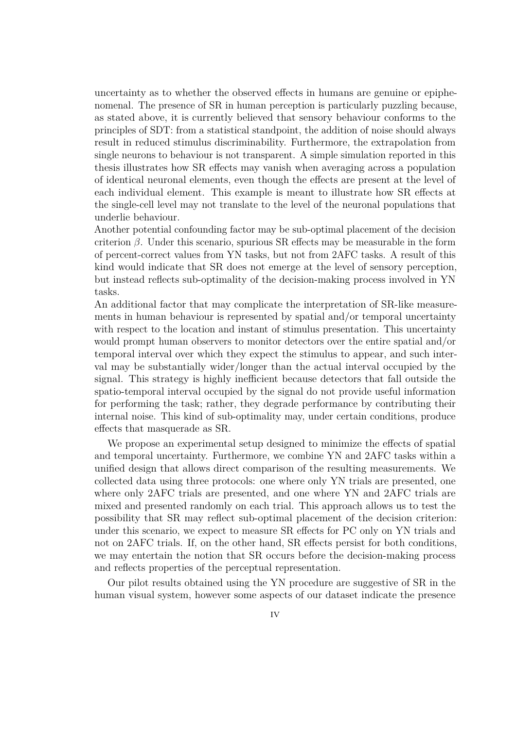uncertainty as to whether the observed effects in humans are genuine or epiphenomenal. The presence of SR in human perception is particularly puzzling because, as stated above, it is currently believed that sensory behaviour conforms to the principles of SDT: from a statistical standpoint, the addition of noise should always result in reduced stimulus discriminability. Furthermore, the extrapolation from single neurons to behaviour is not transparent. A simple simulation reported in this thesis illustrates how SR effects may vanish when averaging across a population of identical neuronal elements, even though the effects are present at the level of each individual element. This example is meant to illustrate how SR effects at the single-cell level may not translate to the level of the neuronal populations that underlie behaviour.

Another potential confounding factor may be sub-optimal placement of the decision criterion $\beta$. Under this scenario, spurious SR effects may be measurable in the form of percent-correct values from YN tasks, but not from 2AFC tasks. A result of this kind would indicate that SR does not emerge at the level of sensory perception, but instead reflects sub-optimality of the decision-making process involved in YN tasks.

An additional factor that may complicate the interpretation of SR-like measurements in human behaviour is represented by spatial and/or temporal uncertainty with respect to the location and instant of stimulus presentation. This uncertainty would prompt human observers to monitor detectors over the entire spatial and/or temporal interval over which they expect the stimulus to appear, and such interval may be substantially wider/longer than the actual interval occupied by the signal. This strategy is highly inefficient because detectors that fall outside the spatio-temporal interval occupied by the signal do not provide useful information for performing the task; rather, they degrade performance by contributing their internal noise. This kind of sub-optimality may, under certain conditions, produce effects that masquerade as SR.

We propose an experimental setup designed to minimize the effects of spatial and temporal uncertainty. Furthermore, we combine YN and 2AFC tasks within a unified design that allows direct comparison of the resulting measurements. We collected data using three protocols: one where only YN trials are presented, one where only 2AFC trials are presented, and one where YN and 2AFC trials are mixed and presented randomly on each trial. This approach allows us to test the possibility that SR may reflect sub-optimal placement of the decision criterion: under this scenario, we expect to measure SR effects for PC only on YN trials and not on 2AFC trials. If, on the other hand, SR effects persist for both conditions, we may entertain the notion that SR occurs before the decision-making process and reflects properties of the perceptual representation.

Our pilot results obtained using the YN procedure are suggestive of SR in the human visual system, however some aspects of our dataset indicate the presence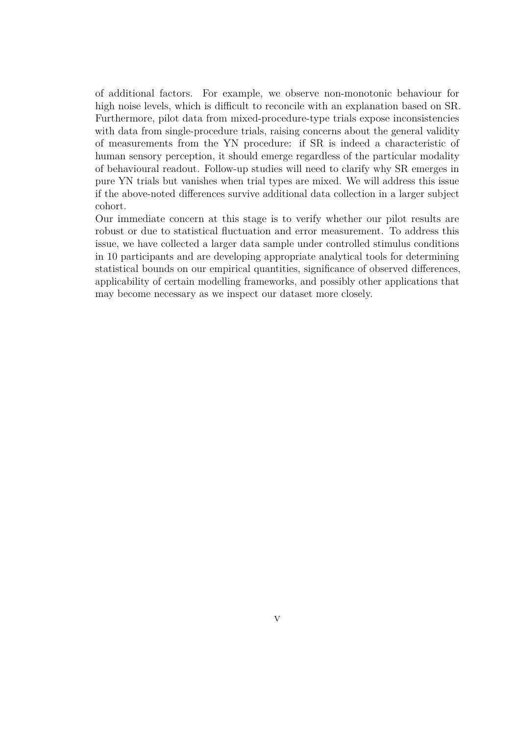of additional factors. For example, we observe non-monotonic behaviour for high noise levels, which is difficult to reconcile with an explanation based on SR. Furthermore, pilot data from mixed-procedure-type trials expose inconsistencies with data from single-procedure trials, raising concerns about the general validity of measurements from the YN procedure: if SR is indeed a characteristic of human sensory perception, it should emerge regardless of the particular modality of behavioural readout. Follow-up studies will need to clarify why SR emerges in pure YN trials but vanishes when trial types are mixed. We will address this issue if the above-noted differences survive additional data collection in a larger subject cohort.

Our immediate concern at this stage is to verify whether our pilot results are robust or due to statistical fluctuation and error measurement. To address this issue, we have collected a larger data sample under controlled stimulus conditions in 10 participants and are developing appropriate analytical tools for determining statistical bounds on our empirical quantities, significance of observed differences, applicability of certain modelling frameworks, and possibly other applications that may become necessary as we inspect our dataset more closely.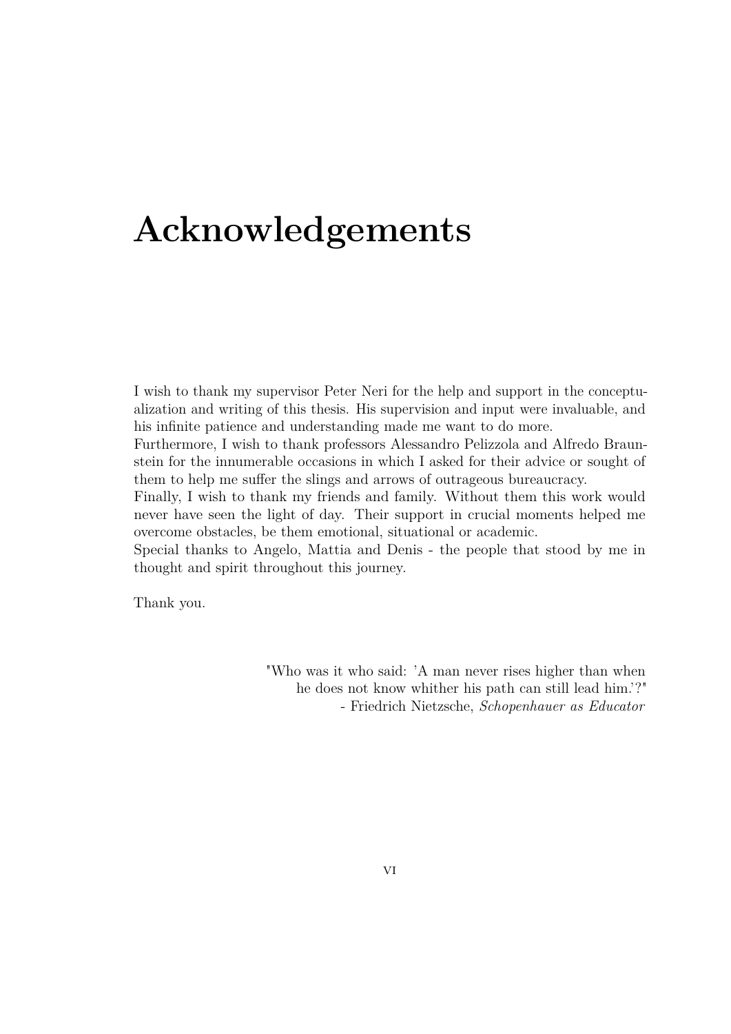# Acknowledgements

I wish to thank my supervisor Peter Neri for the help and support in the conceptualization and writing of this thesis. His supervision and input were invaluable, and his infinite patience and understanding made me want to do more.
Furthermore, I wish to thank professors Alessandro Pelizzola and Alfredo Braunstein for the innumerable occasions in which I asked for their advice or sought of them to help me suffer the slings and arrows of outrageous bureaucracy.
Finally, I wish to thank my friends and family. Without them this work would never have seen the light of day. Their support in crucial moments helped me overcome obstacles, be them emotional, situational or academic.
Special thanks to Angelo, Mattia and Denis - the people that stood by me in thought and spirit throughout this journey.

Thank you.

"Who was it who said: 'A man never rises higher than when he does not know whither his path can still lead him.'?"
- Friedrich Nietzsche, *Schopenhauer as Educator*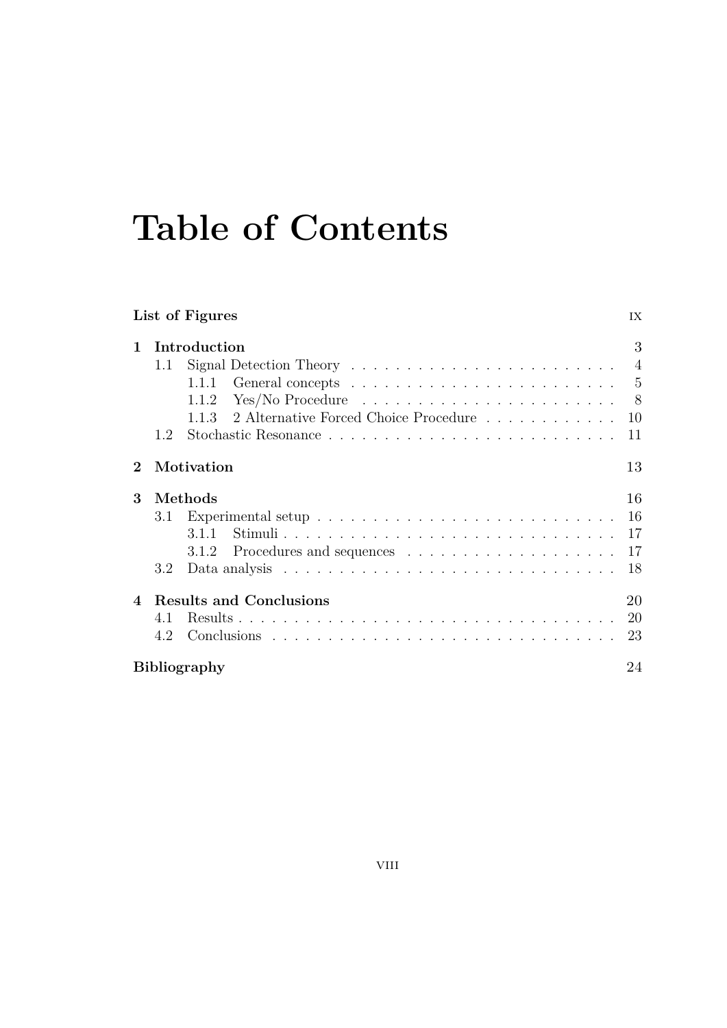# Table of Contents

**List of Figures** IX

**1 Introduction** 3

- 1.1 Signal Detection Theory . . . . . . . . . . . . . . . . . . . . . . . . 4
  - 1.1.1 General concepts . . . . . . . . . . . . . . . . . . . . . . . . 5
  - 1.1.2 Yes/No Procedure . . . . . . . . . . . . . . . . . . . . . . . 8
  - 1.1.3 2 Alternative Forced Choice Procedure . . . . . . . . . . . . 10
- 1.2 Stochastic Resonance . . . . . . . . . . . . . . . . . . . . . . . . . . 11

**2 Motivation** 13

**3 Methods** 16

- 3.1 Experimental setup . . . . . . . . . . . . . . . . . . . . . . . . . . . 16
  - 3.1.1 Stimuli . . . . . . . . . . . . . . . . . . . . . . . . . . . . . . 17
  - 3.1.2 Procedures and sequences . . . . . . . . . . . . . . . . . . . 17
- 3.2 Data analysis . . . . . . . . . . . . . . . . . . . . . . . . . . . . . . 18

**4 Results and Conclusions** 20

- 4.1 Results . . . . . . . . . . . . . . . . . . . . . . . . . . . . . . . . . . 20
- 4.2 Conclusions . . . . . . . . . . . . . . . . . . . . . . . . . . . . . . . 23

**Bibliography** 24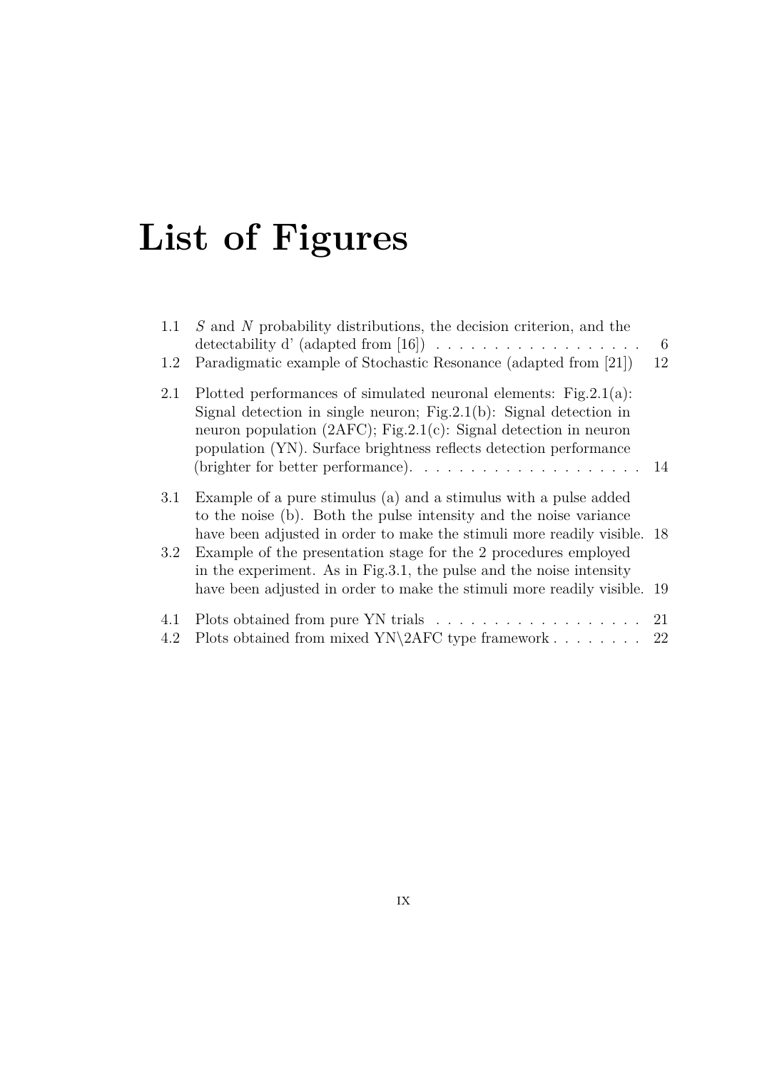# List of Figures

1.1 $S$ and $N$ probability distributions, the decision criterion, and the detectability d' (adapted from [16]) . . . . . . . . . . . . . . . . . . 6
1.2 Paradigmatic example of Stochastic Resonance (adapted from [21]) 12

2.1 Plotted performances of simulated neuronal elements: Fig.2.1(a): Signal detection in single neuron; Fig.2.1(b): Signal detection in neuron population (2AFC); Fig.2.1(c): Signal detection in neuron population (YN). Surface brightness reflects detection performance (brighter for better performance). . . . . . . . . . . . . . . . . . . . 14

3.1 Example of a pure stimulus (a) and a stimulus with a pulse added to the noise (b). Both the pulse intensity and the noise variance have been adjusted in order to make the stimuli more readily visible. 18
3.2 Example of the presentation stage for the 2 procedures employed in the experiment. As in Fig.3.1, the pulse and the noise intensity have been adjusted in order to make the stimuli more readily visible. 19

4.1 Plots obtained from pure YN trials . . . . . . . . . . . . . . . . . . 21
4.2 Plots obtained from mixed YN\2AFC type framework . . . . . . . . 22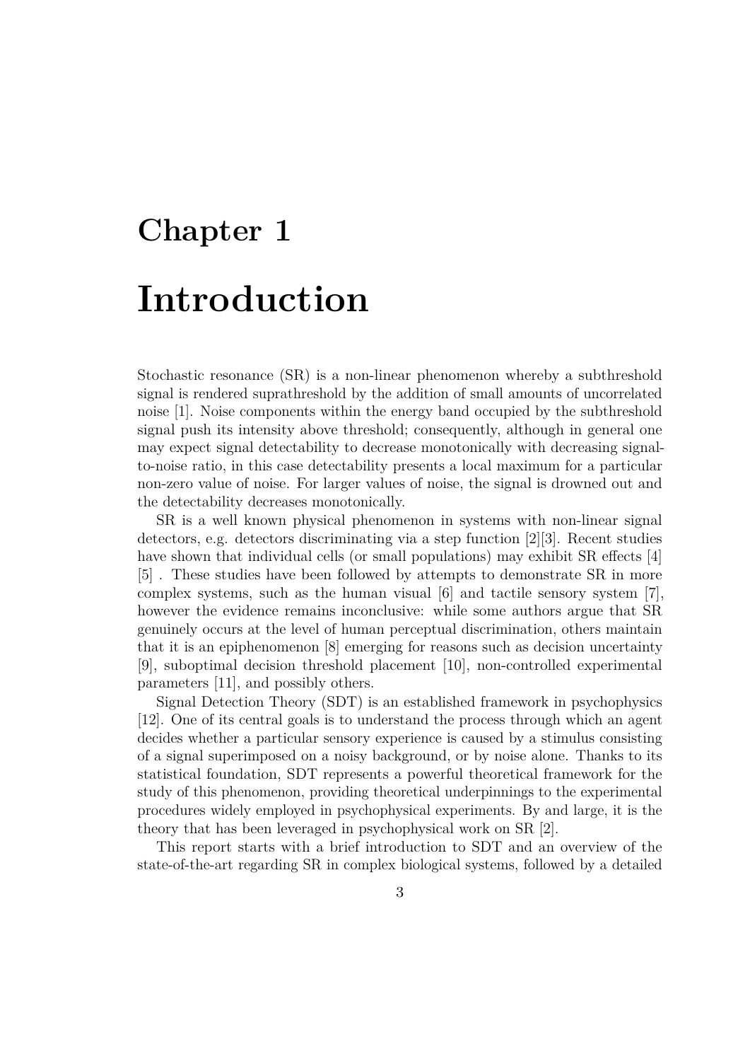# Chapter 1

# Introduction

Stochastic resonance (SR) is a non-linear phenomenon whereby a subthreshold signal is rendered suprathreshold by the addition of small amounts of uncorrelated noise [1]. Noise components within the energy band occupied by the subthreshold signal push its intensity above threshold; consequently, although in general one may expect signal detectability to decrease monotonically with decreasing signal-to-noise ratio, in this case detectability presents a local maximum for a particular non-zero value of noise. For larger values of noise, the signal is drowned out and the detectability decreases monotonically.

SR is a well known physical phenomenon in systems with non-linear signal detectors, e.g. detectors discriminating via a step function [2][3]. Recent studies have shown that individual cells (or small populations) may exhibit SR effects [4] [5] . These studies have been followed by attempts to demonstrate SR in more complex systems, such as the human visual [6] and tactile sensory system [7], however the evidence remains inconclusive: while some authors argue that SR genuinely occurs at the level of human perceptual discrimination, others maintain that it is an epiphenomenon [8] emerging for reasons such as decision uncertainty [9], suboptimal decision threshold placement [10], non-controlled experimental parameters [11], and possibly others.

Signal Detection Theory (SDT) is an established framework in psychophysics [12]. One of its central goals is to understand the process through which an agent decides whether a particular sensory experience is caused by a stimulus consisting of a signal superimposed on a noisy background, or by noise alone. Thanks to its statistical foundation, SDT represents a powerful theoretical framework for the study of this phenomenon, providing theoretical underpinnings to the experimental procedures widely employed in psychophysical experiments. By and large, it is the theory that has been leveraged in psychophysical work on SR [2].

This report starts with a brief introduction to SDT and an overview of the state-of-the-art regarding SR in complex biological systems, followed by a detailed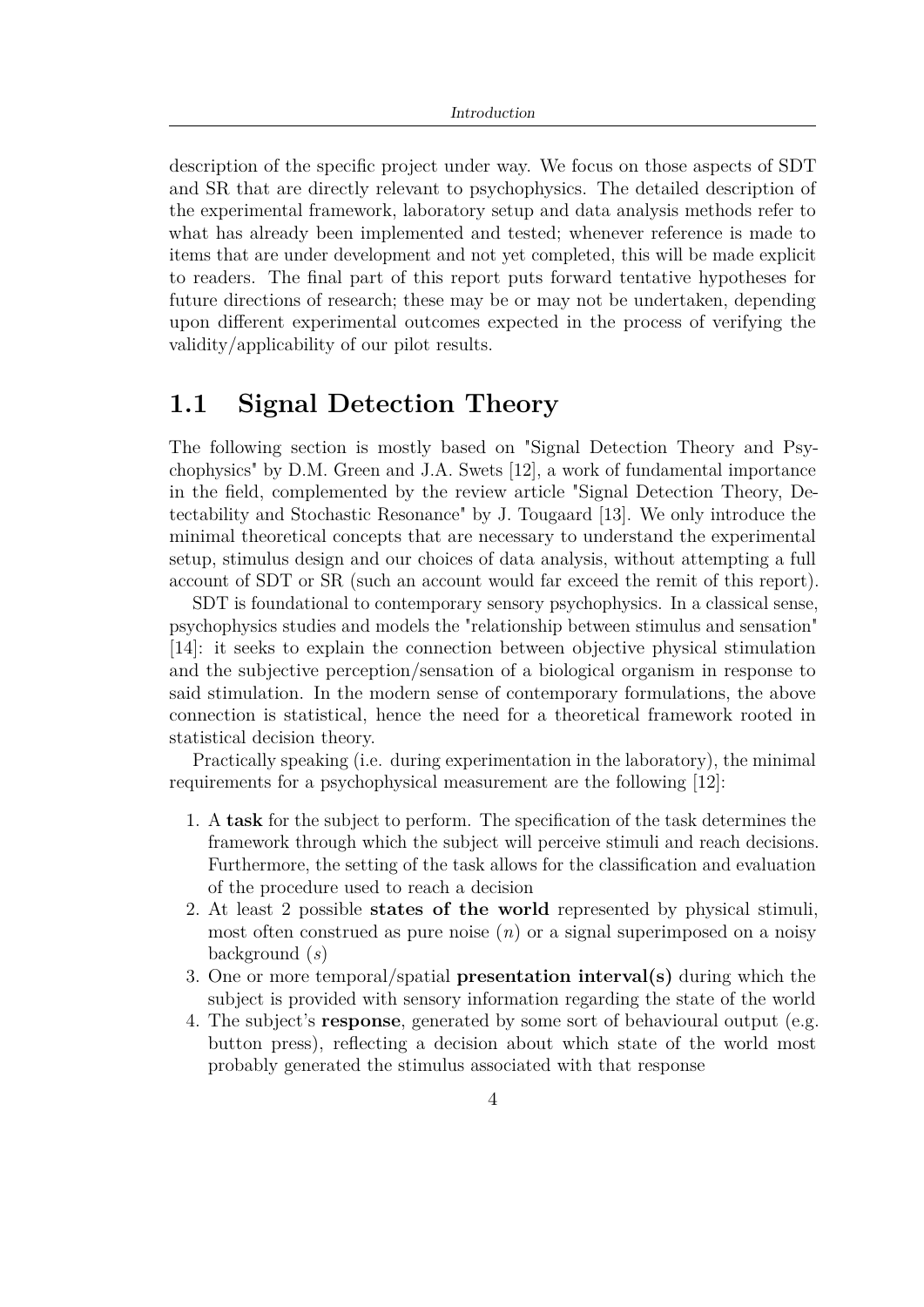description of the specific project under way. We focus on those aspects of SDT and SR that are directly relevant to psychophysics. The detailed description of the experimental framework, laboratory setup and data analysis methods refer to what has already been implemented and tested; whenever reference is made to items that are under development and not yet completed, this will be made explicit to readers. The final part of this report puts forward tentative hypotheses for future directions of research; these may be or may not be undertaken, depending upon different experimental outcomes expected in the process of verifying the validity/applicability of our pilot results.

## 1.1 Signal Detection Theory

The following section is mostly based on "Signal Detection Theory and Psychophysics" by D.M. Green and J.A. Swets [12], a work of fundamental importance in the field, complemented by the review article "Signal Detection Theory, Detectability and Stochastic Resonance" by J. Tougaard [13]. We only introduce the minimal theoretical concepts that are necessary to understand the experimental setup, stimulus design and our choices of data analysis, without attempting a full account of SDT or SR (such an account would far exceed the remit of this report).

SDT is foundational to contemporary sensory psychophysics. In a classical sense, psychophysics studies and models the "relationship between stimulus and sensation" [14]: it seeks to explain the connection between objective physical stimulation and the subjective perception/sensation of a biological organism in response to said stimulation. In the modern sense of contemporary formulations, the above connection is statistical, hence the need for a theoretical framework rooted in statistical decision theory.

Practically speaking (i.e. during experimentation in the laboratory), the minimal requirements for a psychophysical measurement are the following [12]:

1. A **task** for the subject to perform. The specification of the task determines the framework through which the subject will perceive stimuli and reach decisions. Furthermore, the setting of the task allows for the classification and evaluation of the procedure used to reach a decision
2. At least 2 possible **states of the world** represented by physical stimuli, most often construed as pure noise ($n$) or a signal superimposed on a noisy background ($s$)
3. One or more temporal/spatial **presentation interval(s)** during which the subject is provided with sensory information regarding the state of the world
4. The subject's **response**, generated by some sort of behavioural output (e.g. button press), reflecting a decision about which state of the world most probably generated the stimulus associated with that response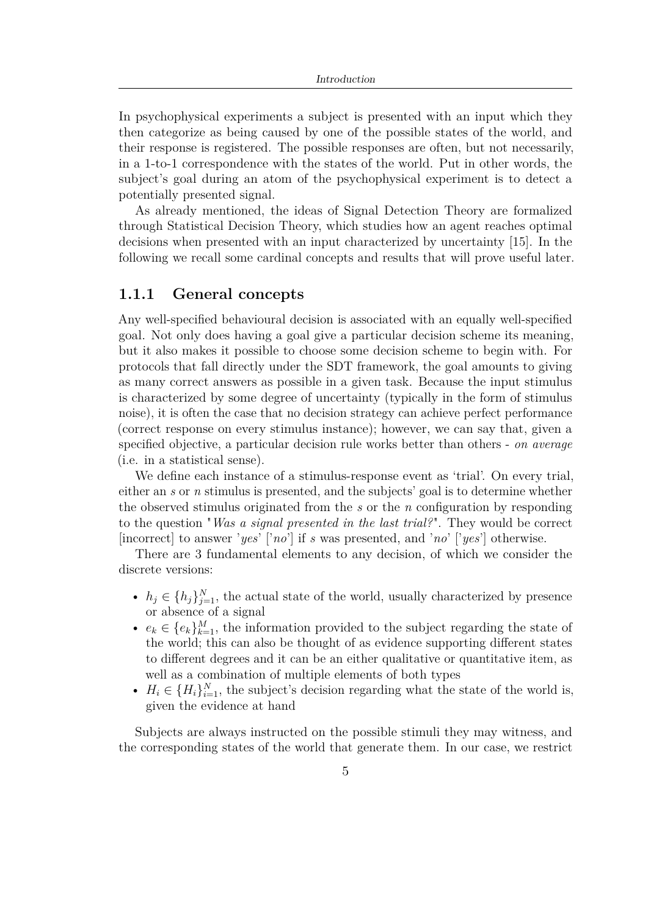In psychophysical experiments a subject is presented with an input which they then categorize as being caused by one of the possible states of the world, and their response is registered. The possible responses are often, but not necessarily, in a 1-to-1 correspondence with the states of the world. Put in other words, the subject's goal during an atom of the psychophysical experiment is to detect a potentially presented signal.

As already mentioned, the ideas of Signal Detection Theory are formalized through Statistical Decision Theory, which studies how an agent reaches optimal decisions when presented with an input characterized by uncertainty [15]. In the following we recall some cardinal concepts and results that will prove useful later.

### 1.1.1 General concepts

Any well-specified behavioural decision is associated with an equally well-specified goal. Not only does having a goal give a particular decision scheme its meaning, but it also makes it possible to choose some decision scheme to begin with. For protocols that fall directly under the SDT framework, the goal amounts to giving as many correct answers as possible in a given task. Because the input stimulus is characterized by some degree of uncertainty (typically in the form of stimulus noise), it is often the case that no decision strategy can achieve perfect performance (correct response on every stimulus instance); however, we can say that, given a specified objective, a particular decision rule works better than others - *on average* (i.e. in a statistical sense).

We define each instance of a stimulus-response event as 'trial'. On every trial, either an *s* or *n* stimulus is presented, and the subjects' goal is to determine whether the observed stimulus originated from the *s* or the *n* configuration by responding to the question "*Was a signal presented in the last trial?*". They would be correct [incorrect] to answer '*yes*' ['*no*'] if *s* was presented, and '*no*' ['*yes*'] otherwise.

There are 3 fundamental elements to any decision, of which we consider the discrete versions:

- $h_j \in \{h_j\}_{j=1}^N$, the actual state of the world, usually characterized by presence or absence of a signal
- $e_k \in \{e_k\}_{k=1}^M$, the information provided to the subject regarding the state of the world; this can also be thought of as evidence supporting different states to different degrees and it can be an either qualitative or quantitative item, as well as a combination of multiple elements of both types
- $H_i \in \{H_i\}_{i=1}^N$, the subject's decision regarding what the state of the world is, given the evidence at hand

Subjects are always instructed on the possible stimuli they may witness, and the corresponding states of the world that generate them. In our case, we restrict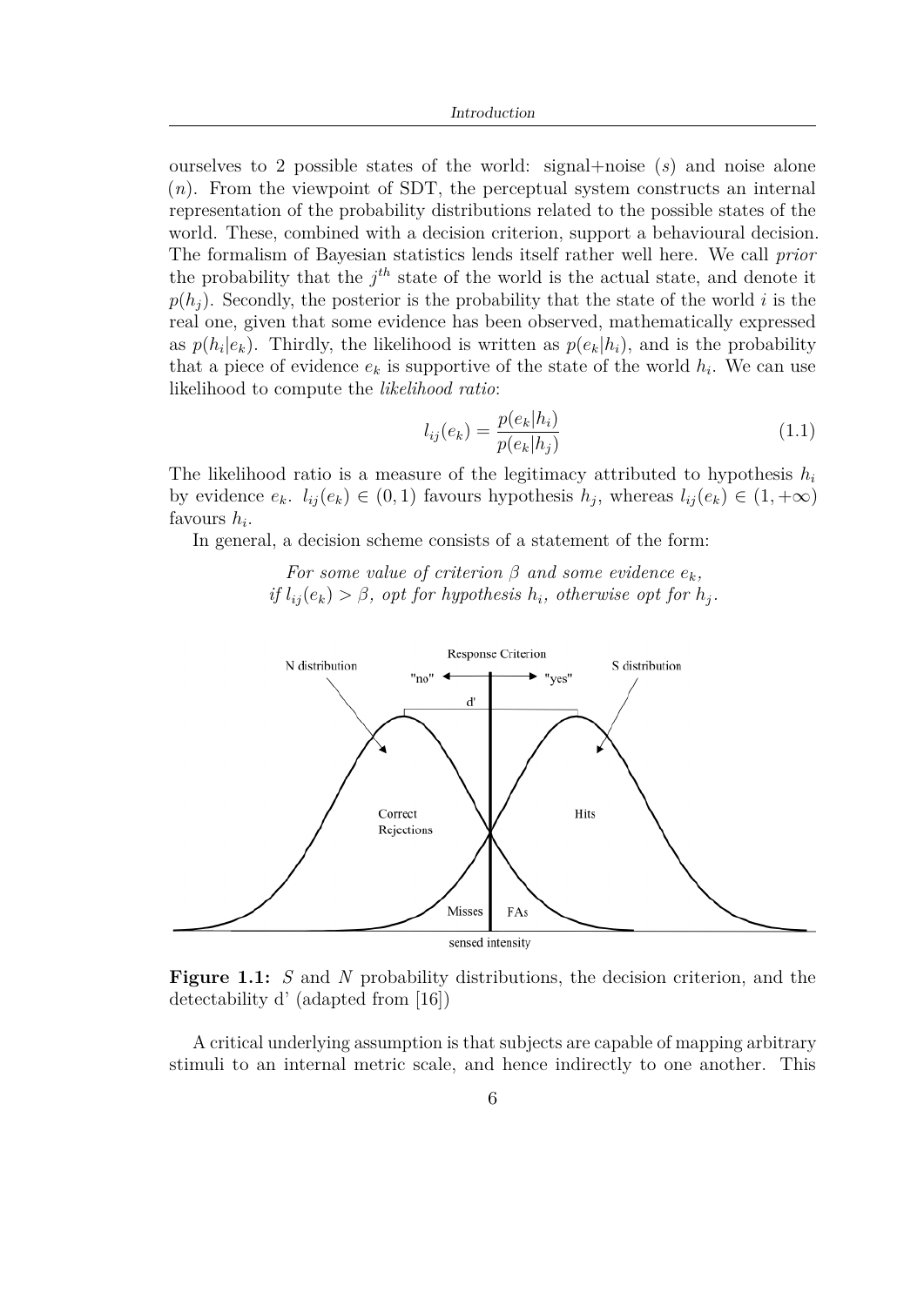ourselves to 2 possible states of the world: signal+noise ($s$) and noise alone ($n$). From the viewpoint of SDT, the perceptual system constructs an internal representation of the probability distributions related to the possible states of the world. These, combined with a decision criterion, support a behavioural decision. The formalism of Bayesian statistics lends itself rather well here. We call *prior* the probability that the $j^{th}$ state of the world is the actual state, and denote it $p(h_j)$. Secondly, the posterior is the probability that the state of the world $i$ is the real one, given that some evidence has been observed, mathematically expressed as $p(h_i|e_k)$. Thirdly, the likelihood is written as $p(e_k|h_i)$, and is the probability that a piece of evidence $e_k$ is supportive of the state of the world $h_i$. We can use likelihood to compute the *likelihood ratio*:

$$l_{ij}(e_k) = \frac{p(e_k|h_i)}{p(e_k|h_j)} \tag{1.1}$$

The likelihood ratio is a measure of the legitimacy attributed to hypothesis $h_i$ by evidence $e_k$. $l_{ij}(e_k) \in (0, 1)$ favours hypothesis $h_j$, whereas $l_{ij}(e_k) \in (1, +\infty)$ favours $h_i$.

In general, a decision scheme consists of a statement of the form:

*For some value of criterion $\beta$ and some evidence $e_k$,*
*if $l_{ij}(e_k) > \beta$, opt for hypothesis $h_i$, otherwise opt for $h_j$.*

**Figure 1.1:** *S* and *N* probability distributions, the decision criterion, and the detectability d' (adapted from [16])

A critical underlying assumption is that subjects are capable of mapping arbitrary stimuli to an internal metric scale, and hence indirectly to one another. This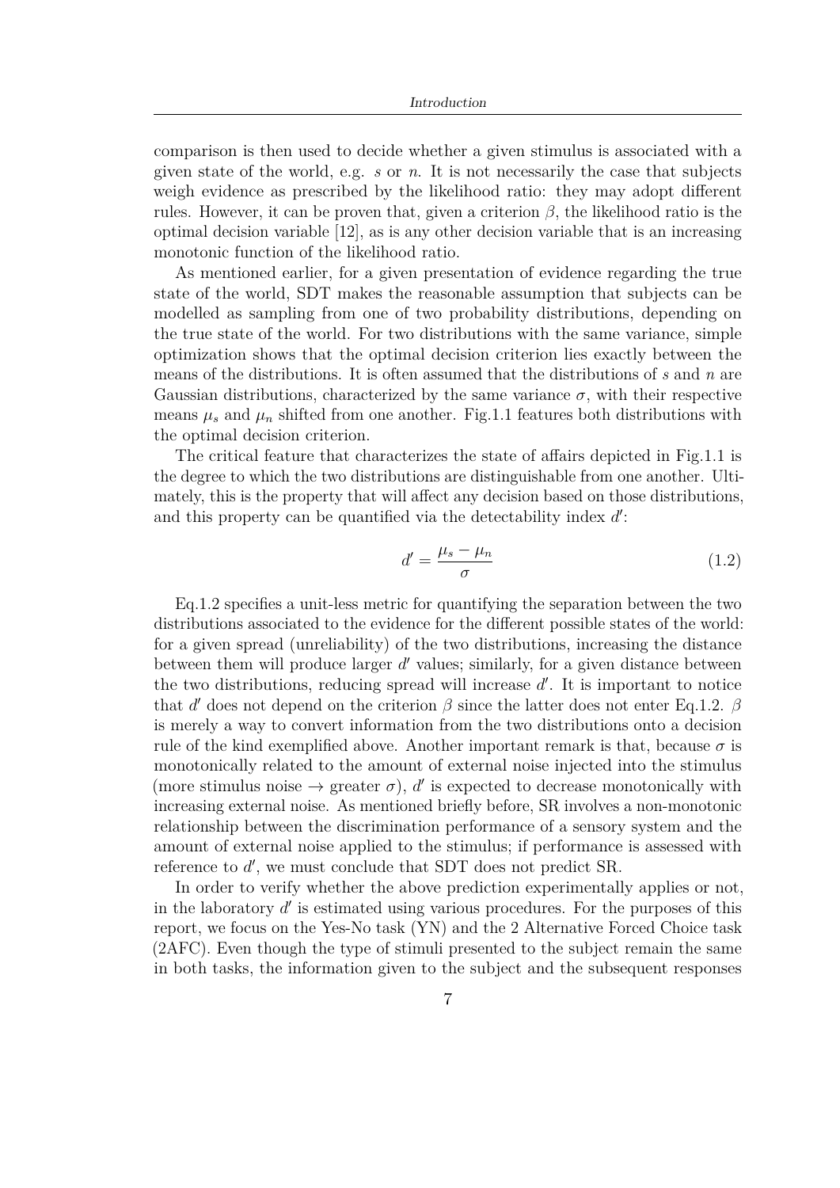comparison is then used to decide whether a given stimulus is associated with a given state of the world, e.g. $s$ or $n$. It is not necessarily the case that subjects weigh evidence as prescribed by the likelihood ratio: they may adopt different rules. However, it can be proven that, given a criterion $\beta$, the likelihood ratio is the optimal decision variable [12], as is any other decision variable that is an increasing monotonic function of the likelihood ratio.

As mentioned earlier, for a given presentation of evidence regarding the true state of the world, SDT makes the reasonable assumption that subjects can be modelled as sampling from one of two probability distributions, depending on the true state of the world. For two distributions with the same variance, simple optimization shows that the optimal decision criterion lies exactly between the means of the distributions. It is often assumed that the distributions of $s$ and $n$ are Gaussian distributions, characterized by the same variance $\sigma$, with their respective means $\mu_s$ and $\mu_n$ shifted from one another. Fig.1.1 features both distributions with the optimal decision criterion.

The critical feature that characterizes the state of affairs depicted in Fig.1.1 is the degree to which the two distributions are distinguishable from one another. Ultimately, this is the property that will affect any decision based on those distributions, and this property can be quantified via the detectability index $d'$:

$$d' = \frac{\mu_s - \mu_n}{\sigma} \tag{1.2}$$

Eq.1.2 specifies a unit-less metric for quantifying the separation between the two distributions associated to the evidence for the different possible states of the world: for a given spread (unreliability) of the two distributions, increasing the distance between them will produce larger $d'$ values; similarly, for a given distance between the two distributions, reducing spread will increase $d'$. It is important to notice that $d'$ does not depend on the criterion $\beta$ since the latter does not enter Eq.1.2. $\beta$ is merely a way to convert information from the two distributions onto a decision rule of the kind exemplified above. Another important remark is that, because $\sigma$ is monotonically related to the amount of external noise injected into the stimulus (more stimulus noise $\rightarrow$ greater $\sigma$), $d'$ is expected to decrease monotonically with increasing external noise. As mentioned briefly before, SR involves a non-monotonic relationship between the discrimination performance of a sensory system and the amount of external noise applied to the stimulus; if performance is assessed with reference to $d'$, we must conclude that SDT does not predict SR.

In order to verify whether the above prediction experimentally applies or not, in the laboratory $d'$ is estimated using various procedures. For the purposes of this report, we focus on the Yes-No task (YN) and the 2 Alternative Forced Choice task (2AFC). Even though the type of stimuli presented to the subject remain the same in both tasks, the information given to the subject and the subsequent responses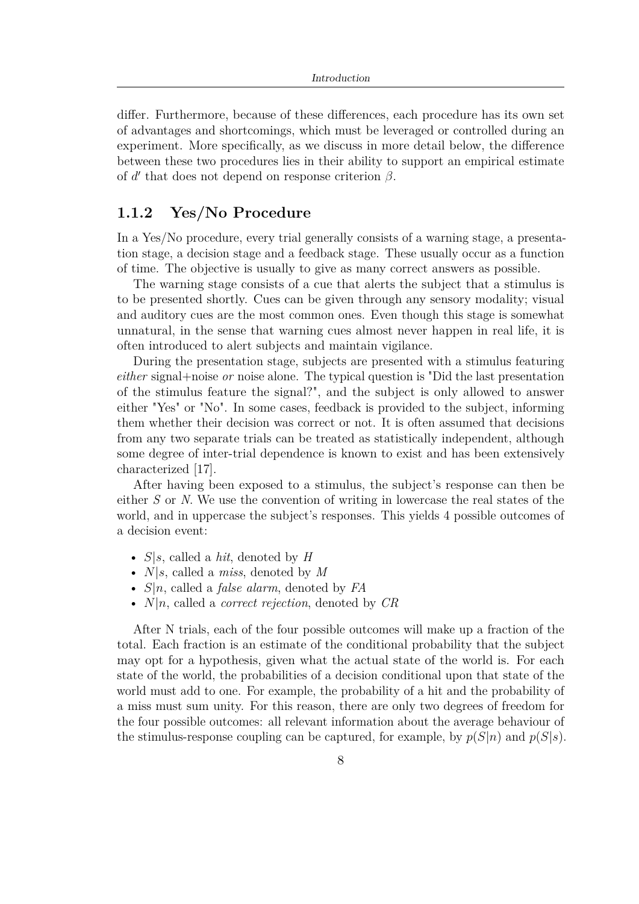differ. Furthermore, because of these differences, each procedure has its own set of advantages and shortcomings, which must be leveraged or controlled during an experiment. More specifically, as we discuss in more detail below, the difference between these two procedures lies in their ability to support an empirical estimate of $d'$ that does not depend on response criterion $\beta$.

### 1.1.2 Yes/No Procedure

In a Yes/No procedure, every trial generally consists of a warning stage, a presentation stage, a decision stage and a feedback stage. These usually occur as a function of time. The objective is usually to give as many correct answers as possible.

The warning stage consists of a cue that alerts the subject that a stimulus is to be presented shortly. Cues can be given through any sensory modality; visual and auditory cues are the most common ones. Even though this stage is somewhat unnatural, in the sense that warning cues almost never happen in real life, it is often introduced to alert subjects and maintain vigilance.

During the presentation stage, subjects are presented with a stimulus featuring *either* signal+noise *or* noise alone. The typical question is "Did the last presentation of the stimulus feature the signal?", and the subject is only allowed to answer either "Yes" or "No". In some cases, feedback is provided to the subject, informing them whether their decision was correct or not. It is often assumed that decisions from any two separate trials can be treated as statistically independent, although some degree of inter-trial dependence is known to exist and has been extensively characterized [17].

After having been exposed to a stimulus, the subject's response can then be either $S$ or $N$. We use the convention of writing in lowercase the real states of the world, and in uppercase the subject's responses. This yields 4 possible outcomes of a decision event:

- $S|s$, called a *hit*, denoted by $H$
- $N|s$, called a *miss*, denoted by $M$
- $S|n$, called a *false alarm*, denoted by $FA$
- $N|n$, called a *correct rejection*, denoted by $CR$

After N trials, each of the four possible outcomes will make up a fraction of the total. Each fraction is an estimate of the conditional probability that the subject may opt for a hypothesis, given what the actual state of the world is. For each state of the world, the probabilities of a decision conditional upon that state of the world must add to one. For example, the probability of a hit and the probability of a miss must sum unity. For this reason, there are only two degrees of freedom for the four possible outcomes: all relevant information about the average behaviour of the stimulus-response coupling can be captured, for example, by $p(S|n)$ and $p(S|s)$.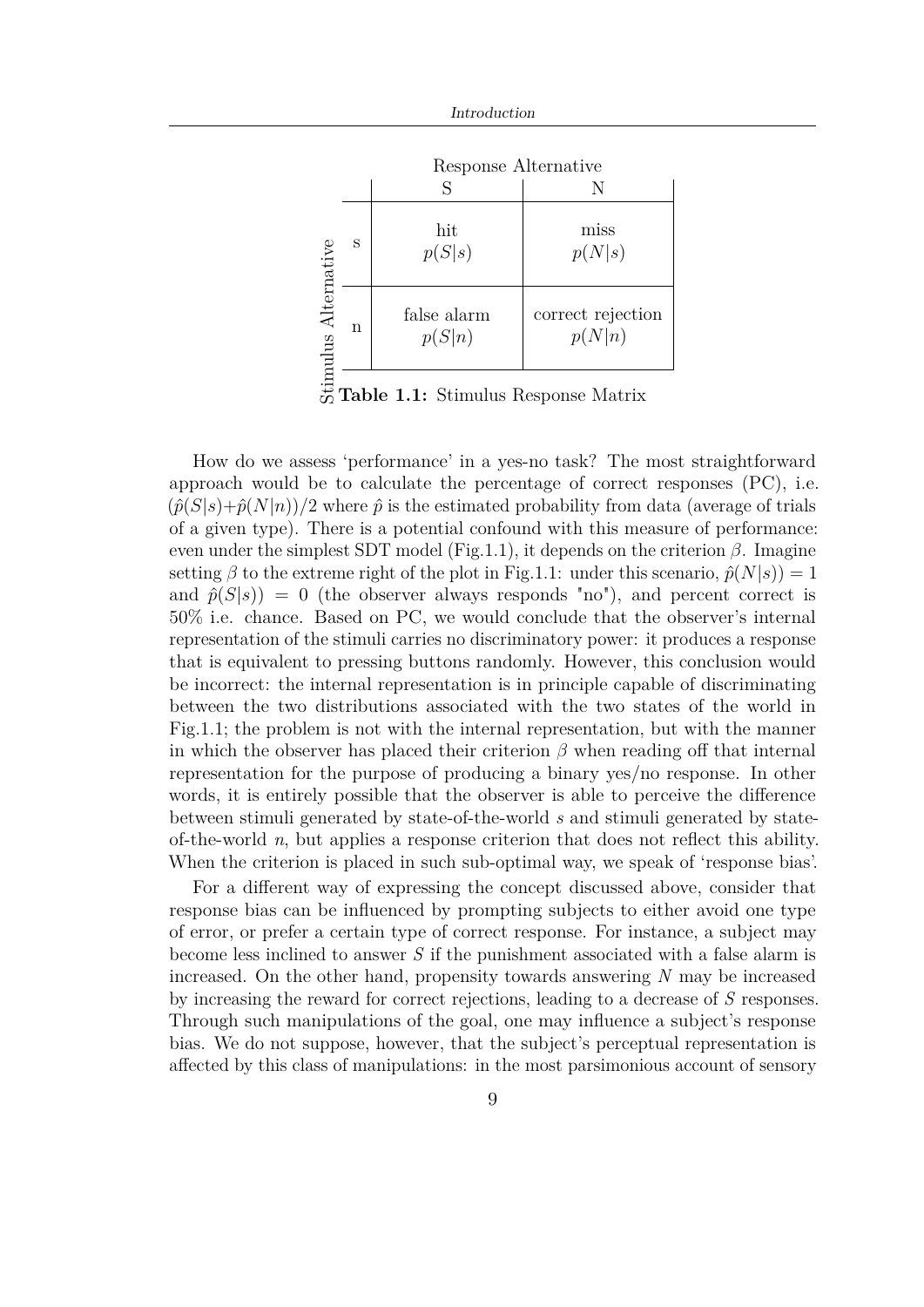| | | Response Alternative | |
|---|---|---|---|
| | | S | N |
| Stimulus Alternative | s | hit $p(S\|s)$ | miss $p(N\|s)$ |
| | n | false alarm $p(S\|n)$ | correct rejection $p(N\|n)$ |

**Table 1.1:** Stimulus Response Matrix

How do we assess 'performance' in a yes-no task? The most straightforward approach would be to calculate the percentage of correct responses (PC), i.e. $(\hat{p}(S|s)+\hat{p}(N|n))/2$ where $\hat{p}$ is the estimated probability from data (average of trials of a given type). There is a potential confound with this measure of performance: even under the simplest SDT model (Fig.1.1), it depends on the criterion $\beta$. Imagine setting $\beta$ to the extreme right of the plot in Fig.1.1: under this scenario, $\hat{p}(N|s)) = 1$ and $\hat{p}(S|s)) = 0$ (the observer always responds "no"), and percent correct is 50% i.e. chance. Based on PC, we would conclude that the observer's internal representation of the stimuli carries no discriminatory power: it produces a response that is equivalent to pressing buttons randomly. However, this conclusion would be incorrect: the internal representation is in principle capable of discriminating between the two distributions associated with the two states of the world in Fig.1.1; the problem is not with the internal representation, but with the manner in which the observer has placed their criterion $\beta$ when reading off that internal representation for the purpose of producing a binary yes/no response. In other words, it is entirely possible that the observer is able to perceive the difference between stimuli generated by state-of-the-world $s$ and stimuli generated by state-of-the-world $n$, but applies a response criterion that does not reflect this ability. When the criterion is placed in such sub-optimal way, we speak of 'response bias'.

For a different way of expressing the concept discussed above, consider that response bias can be influenced by prompting subjects to either avoid one type of error, or prefer a certain type of correct response. For instance, a subject may become less inclined to answer $S$ if the punishment associated with a false alarm is increased. On the other hand, propensity towards answering $N$ may be increased by increasing the reward for correct rejections, leading to a decrease of $S$ responses. Through such manipulations of the goal, one may influence a subject's response bias. We do not suppose, however, that the subject's perceptual representation is affected by this class of manipulations: in the most parsimonious account of sensory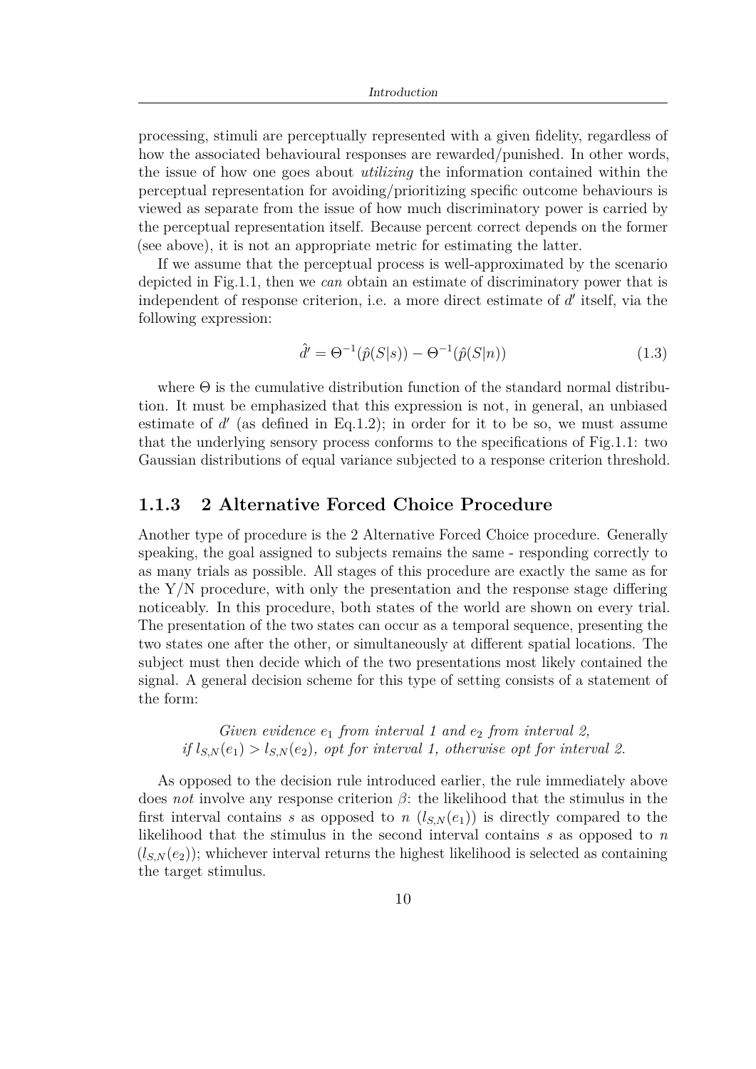processing, stimuli are perceptually represented with a given fidelity, regardless of how the associated behavioural responses are rewarded/punished. In other words, the issue of how one goes about *utilizing* the information contained within the perceptual representation for avoiding/prioritizing specific outcome behaviours is viewed as separate from the issue of how much discriminatory power is carried by the perceptual representation itself. Because percent correct depends on the former (see above), it is not an appropriate metric for estimating the latter.

If we assume that the perceptual process is well-approximated by the scenario depicted in Fig.1.1, then we *can* obtain an estimate of discriminatory power that is independent of response criterion, i.e. a more direct estimate of $d'$ itself, via the following expression:

$$\hat{d}' = \Theta^{-1}(\hat{p}(S|s)) - \Theta^{-1}(\hat{p}(S|n)) \tag{1.3}$$

where $\Theta$ is the cumulative distribution function of the standard normal distribution. It must be emphasized that this expression is not, in general, an unbiased estimate of $d'$ (as defined in Eq.1.2); in order for it to be so, we must assume that the underlying sensory process conforms to the specifications of Fig.1.1: two Gaussian distributions of equal variance subjected to a response criterion threshold.

### 1.1.3 2 Alternative Forced Choice Procedure

Another type of procedure is the 2 Alternative Forced Choice procedure. Generally speaking, the goal assigned to subjects remains the same - responding correctly to as many trials as possible. All stages of this procedure are exactly the same as for the Y/N procedure, with only the presentation and the response stage differing noticeably. In this procedure, both states of the world are shown on every trial. The presentation of the two states can occur as a temporal sequence, presenting the two states one after the other, or simultaneously at different spatial locations. The subject must then decide which of the two presentations most likely contained the signal. A general decision scheme for this type of setting consists of a statement of the form:

*Given evidence $e_1$ from interval 1 and $e_2$ from interval 2,*
*if $l_{S,N}(e_1) > l_{S,N}(e_2)$, opt for interval 1, otherwise opt for interval 2.*

As opposed to the decision rule introduced earlier, the rule immediately above does *not* involve any response criterion $\beta$: the likelihood that the stimulus in the first interval contains $s$ as opposed to $n$ ($l_{S,N}(e_1)$) is directly compared to the likelihood that the stimulus in the second interval contains $s$ as opposed to $n$ ($l_{S,N}(e_2)$); whichever interval returns the highest likelihood is selected as containing the target stimulus.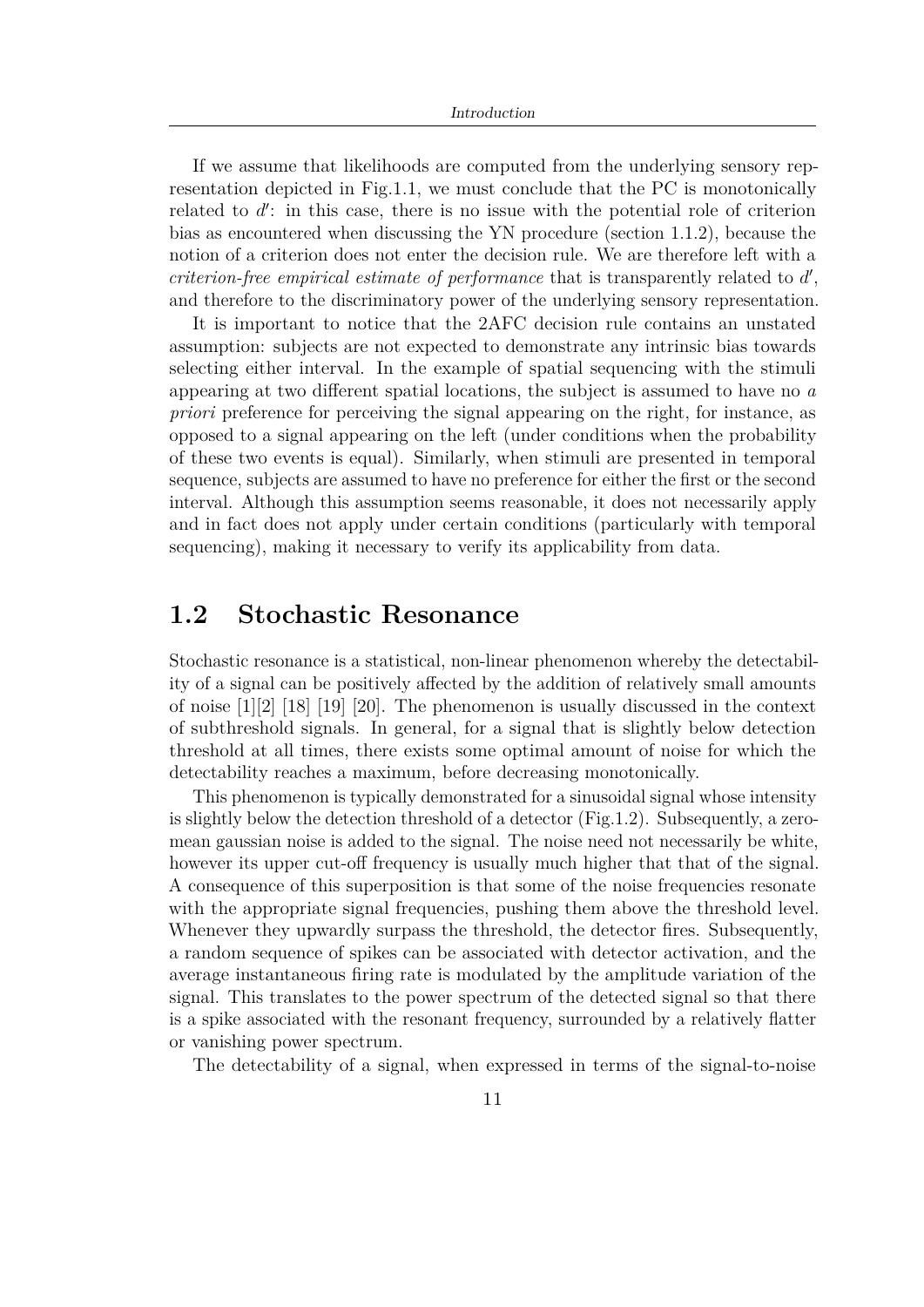If we assume that likelihoods are computed from the underlying sensory representation depicted in Fig.1.1, we must conclude that the PC is monotonically related to $d'$: in this case, there is no issue with the potential role of criterion bias as encountered when discussing the YN procedure (section 1.1.2), because the notion of a criterion does not enter the decision rule. We are therefore left with a *criterion-free empirical estimate of performance* that is transparently related to $d'$, and therefore to the discriminatory power of the underlying sensory representation.

It is important to notice that the 2AFC decision rule contains an unstated assumption: subjects are not expected to demonstrate any intrinsic bias towards selecting either interval. In the example of spatial sequencing with the stimuli appearing at two different spatial locations, the subject is assumed to have no *a priori* preference for perceiving the signal appearing on the right, for instance, as opposed to a signal appearing on the left (under conditions when the probability of these two events is equal). Similarly, when stimuli are presented in temporal sequence, subjects are assumed to have no preference for either the first or the second interval. Although this assumption seems reasonable, it does not necessarily apply and in fact does not apply under certain conditions (particularly with temporal sequencing), making it necessary to verify its applicability from data.

## 1.2 Stochastic Resonance

Stochastic resonance is a statistical, non-linear phenomenon whereby the detectability of a signal can be positively affected by the addition of relatively small amounts of noise [1][2] [18] [19] [20]. The phenomenon is usually discussed in the context of subthreshold signals. In general, for a signal that is slightly below detection threshold at all times, there exists some optimal amount of noise for which the detectability reaches a maximum, before decreasing monotonically.

This phenomenon is typically demonstrated for a sinusoidal signal whose intensity is slightly below the detection threshold of a detector (Fig.1.2). Subsequently, a zero-mean gaussian noise is added to the signal. The noise need not necessarily be white, however its upper cut-off frequency is usually much higher that that of the signal. A consequence of this superposition is that some of the noise frequencies resonate with the appropriate signal frequencies, pushing them above the threshold level. Whenever they upwardly surpass the threshold, the detector fires. Subsequently, a random sequence of spikes can be associated with detector activation, and the average instantaneous firing rate is modulated by the amplitude variation of the signal. This translates to the power spectrum of the detected signal so that there is a spike associated with the resonant frequency, surrounded by a relatively flatter or vanishing power spectrum.

The detectability of a signal, when expressed in terms of the signal-to-noise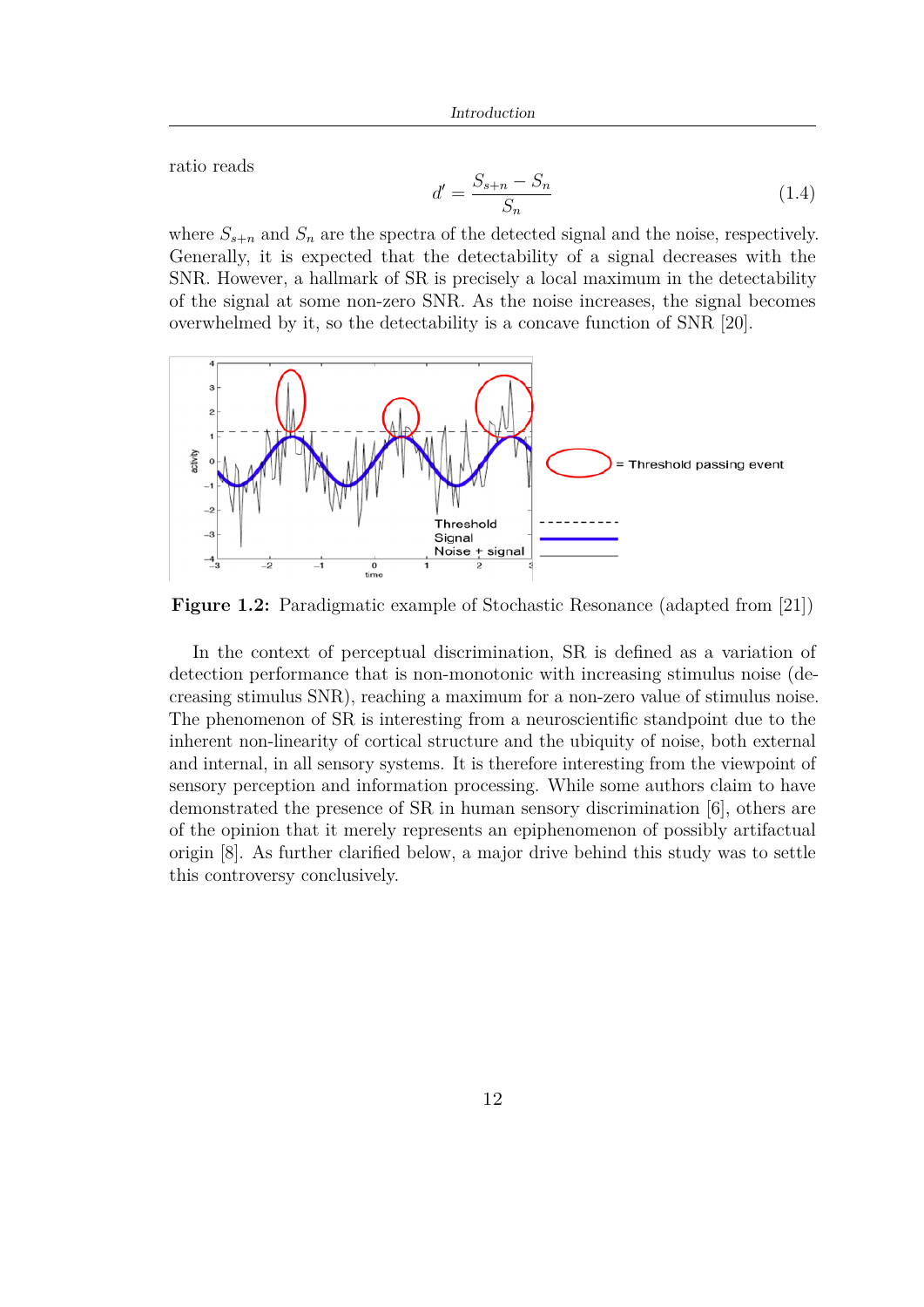ratio reads

$$d' = \frac{S_{s+n} - S_n}{S_n} \tag{1.4}$$

where $S_{s+n}$ and $S_n$ are the spectra of the detected signal and the noise, respectively. Generally, it is expected that the detectability of a signal decreases with the SNR. However, a hallmark of SR is precisely a local maximum in the detectability of the signal at some non-zero SNR. As the noise increases, the signal becomes overwhelmed by it, so the detectability is a concave function of SNR [20].

**Figure 1.2:** Paradigmatic example of Stochastic Resonance (adapted from [21])

In the context of perceptual discrimination, SR is defined as a variation of detection performance that is non-monotonic with increasing stimulus noise (decreasing stimulus SNR), reaching a maximum for a non-zero value of stimulus noise. The phenomenon of SR is interesting from a neuroscientific standpoint due to the inherent non-linearity of cortical structure and the ubiquity of noise, both external and internal, in all sensory systems. It is therefore interesting from the viewpoint of sensory perception and information processing. While some authors claim to have demonstrated the presence of SR in human sensory discrimination [6], others are of the opinion that it merely represents an epiphenomenon of possibly artifactual origin [8]. As further clarified below, a major drive behind this study was to settle this controversy conclusively.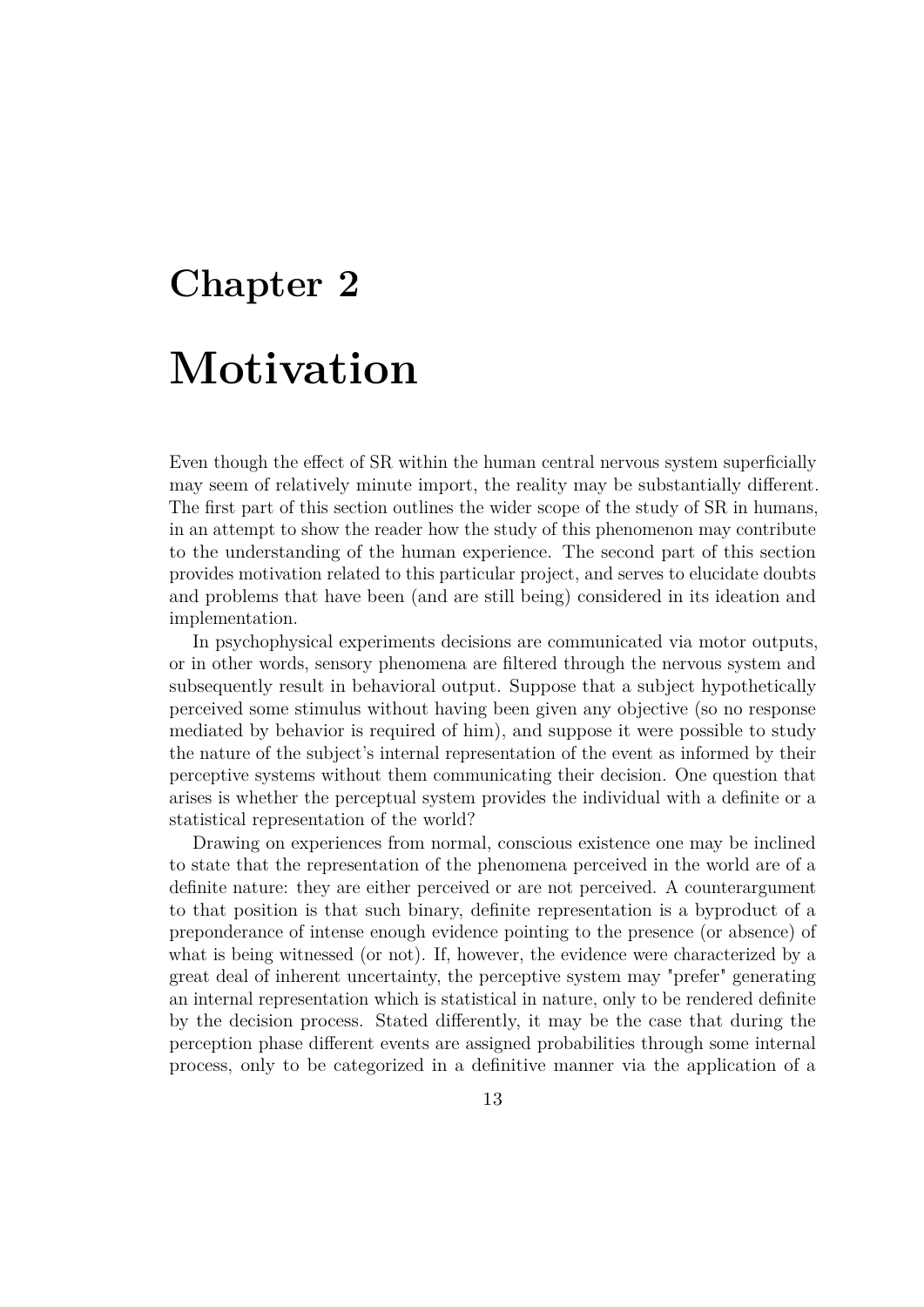# Chapter 2

# Motivation

Even though the effect of SR within the human central nervous system superficially may seem of relatively minute import, the reality may be substantially different. The first part of this section outlines the wider scope of the study of SR in humans, in an attempt to show the reader how the study of this phenomenon may contribute to the understanding of the human experience. The second part of this section provides motivation related to this particular project, and serves to elucidate doubts and problems that have been (and are still being) considered in its ideation and implementation.

In psychophysical experiments decisions are communicated via motor outputs, or in other words, sensory phenomena are filtered through the nervous system and subsequently result in behavioral output. Suppose that a subject hypothetically perceived some stimulus without having been given any objective (so no response mediated by behavior is required of him), and suppose it were possible to study the nature of the subject's internal representation of the event as informed by their perceptive systems without them communicating their decision. One question that arises is whether the perceptual system provides the individual with a definite or a statistical representation of the world?

Drawing on experiences from normal, conscious existence one may be inclined to state that the representation of the phenomena perceived in the world are of a definite nature: they are either perceived or are not perceived. A counterargument to that position is that such binary, definite representation is a byproduct of a preponderance of intense enough evidence pointing to the presence (or absence) of what is being witnessed (or not). If, however, the evidence were characterized by a great deal of inherent uncertainty, the perceptive system may "prefer" generating an internal representation which is statistical in nature, only to be rendered definite by the decision process. Stated differently, it may be the case that during the perception phase different events are assigned probabilities through some internal process, only to be categorized in a definitive manner via the application of a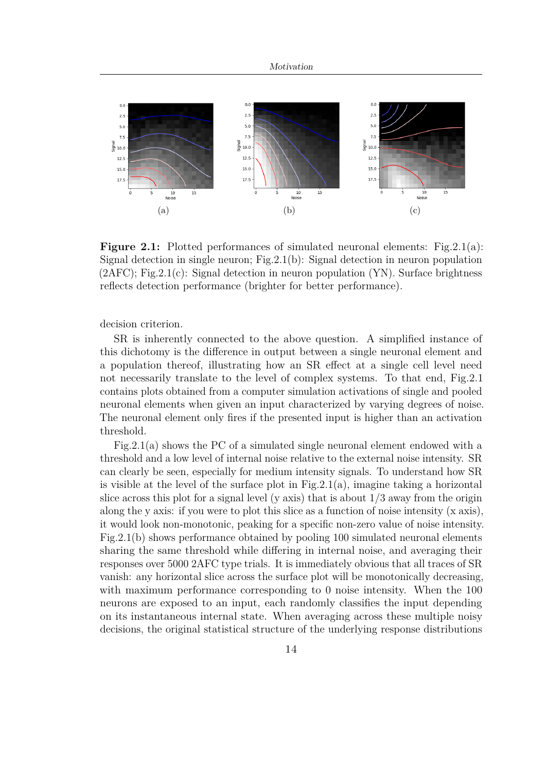**Figure 2.1:** Plotted performances of simulated neuronal elements: Fig.2.1(a): Signal detection in single neuron; Fig.2.1(b): Signal detection in neuron population (2AFC); Fig.2.1(c): Signal detection in neuron population (YN). Surface brightness reflects detection performance (brighter for better performance).

decision criterion.

SR is inherently connected to the above question. A simplified instance of this dichotomy is the difference in output between a single neuronal element and a population thereof, illustrating how an SR effect at a single cell level need not necessarily translate to the level of complex systems. To that end, Fig.2.1 contains plots obtained from a computer simulation activations of single and pooled neuronal elements when given an input characterized by varying degrees of noise. The neuronal element only fires if the presented input is higher than an activation threshold.

Fig.2.1(a) shows the PC of a simulated single neuronal element endowed with a threshold and a low level of internal noise relative to the external noise intensity. SR can clearly be seen, especially for medium intensity signals. To understand how SR is visible at the level of the surface plot in Fig.2.1(a), imagine taking a horizontal slice across this plot for a signal level (y axis) that is about 1/3 away from the origin along the y axis: if you were to plot this slice as a function of noise intensity (x axis), it would look non-monotonic, peaking for a specific non-zero value of noise intensity. Fig.2.1(b) shows performance obtained by pooling 100 simulated neuronal elements sharing the same threshold while differing in internal noise, and averaging their responses over 5000 2AFC type trials. It is immediately obvious that all traces of SR vanish: any horizontal slice across the surface plot will be monotonically decreasing, with maximum performance corresponding to 0 noise intensity. When the 100 neurons are exposed to an input, each randomly classifies the input depending on its instantaneous internal state. When averaging across these multiple noisy decisions, the original statistical structure of the underlying response distributions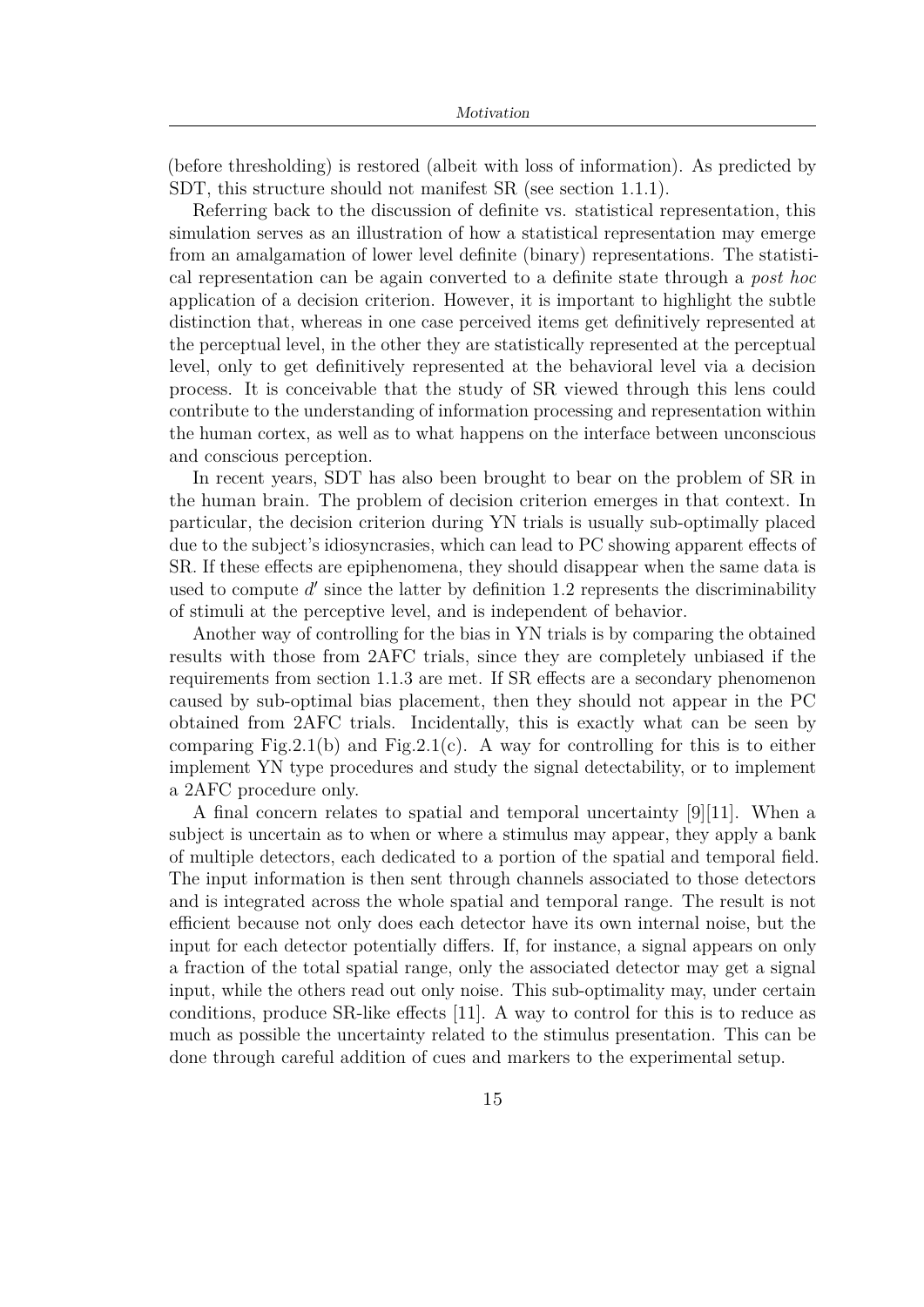(before thresholding) is restored (albeit with loss of information). As predicted by SDT, this structure should not manifest SR (see section 1.1.1).

Referring back to the discussion of definite vs. statistical representation, this simulation serves as an illustration of how a statistical representation may emerge from an amalgamation of lower level definite (binary) representations. The statistical representation can be again converted to a definite state through a *post hoc* application of a decision criterion. However, it is important to highlight the subtle distinction that, whereas in one case perceived items get definitively represented at the perceptual level, in the other they are statistically represented at the perceptual level, only to get definitively represented at the behavioral level via a decision process. It is conceivable that the study of SR viewed through this lens could contribute to the understanding of information processing and representation within the human cortex, as well as to what happens on the interface between unconscious and conscious perception.

In recent years, SDT has also been brought to bear on the problem of SR in the human brain. The problem of decision criterion emerges in that context. In particular, the decision criterion during YN trials is usually sub-optimally placed due to the subject's idiosyncrasies, which can lead to PC showing apparent effects of SR. If these effects are epiphenomena, they should disappear when the same data is used to compute $d'$ since the latter by definition 1.2 represents the discriminability of stimuli at the perceptive level, and is independent of behavior.

Another way of controlling for the bias in YN trials is by comparing the obtained results with those from 2AFC trials, since they are completely unbiased if the requirements from section 1.1.3 are met. If SR effects are a secondary phenomenon caused by sub-optimal bias placement, then they should not appear in the PC obtained from 2AFC trials. Incidentally, this is exactly what can be seen by comparing Fig.2.1(b) and Fig.2.1(c). A way for controlling for this is to either implement YN type procedures and study the signal detectability, or to implement a 2AFC procedure only.

A final concern relates to spatial and temporal uncertainty [9][11]. When a subject is uncertain as to when or where a stimulus may appear, they apply a bank of multiple detectors, each dedicated to a portion of the spatial and temporal field. The input information is then sent through channels associated to those detectors and is integrated across the whole spatial and temporal range. The result is not efficient because not only does each detector have its own internal noise, but the input for each detector potentially differs. If, for instance, a signal appears on only a fraction of the total spatial range, only the associated detector may get a signal input, while the others read out only noise. This sub-optimality may, under certain conditions, produce SR-like effects [11]. A way to control for this is to reduce as much as possible the uncertainty related to the stimulus presentation. This can be done through careful addition of cues and markers to the experimental setup.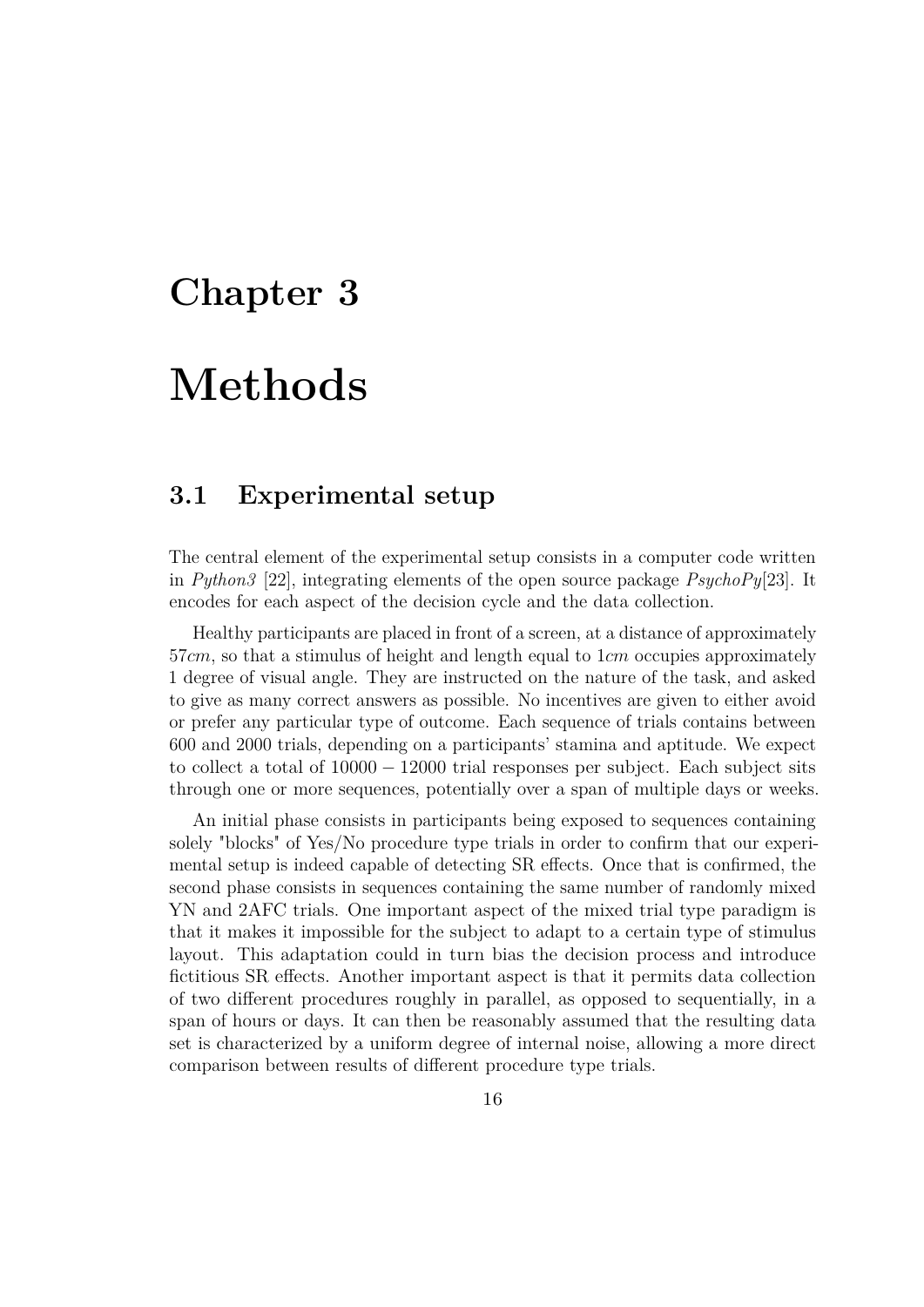# Chapter 3

# Methods

## 3.1 Experimental setup

The central element of the experimental setup consists in a computer code written in *Python3* [22], integrating elements of the open source package *PsychoPy*[23]. It encodes for each aspect of the decision cycle and the data collection.

Healthy participants are placed in front of a screen, at a distance of approximately $57cm$, so that a stimulus of height and length equal to $1cm$ occupies approximately 1 degree of visual angle. They are instructed on the nature of the task, and asked to give as many correct answers as possible. No incentives are given to either avoid or prefer any particular type of outcome. Each sequence of trials contains between 600 and 2000 trials, depending on a participants' stamina and aptitude. We expect to collect a total of $10000 - 12000$ trial responses per subject. Each subject sits through one or more sequences, potentially over a span of multiple days or weeks.

An initial phase consists in participants being exposed to sequences containing solely "blocks" of Yes/No procedure type trials in order to confirm that our experimental setup is indeed capable of detecting SR effects. Once that is confirmed, the second phase consists in sequences containing the same number of randomly mixed YN and 2AFC trials. One important aspect of the mixed trial type paradigm is that it makes it impossible for the subject to adapt to a certain type of stimulus layout. This adaptation could in turn bias the decision process and introduce fictitious SR effects. Another important aspect is that it permits data collection of two different procedures roughly in parallel, as opposed to sequentially, in a span of hours or days. It can then be reasonably assumed that the resulting data set is characterized by a uniform degree of internal noise, allowing a more direct comparison between results of different procedure type trials.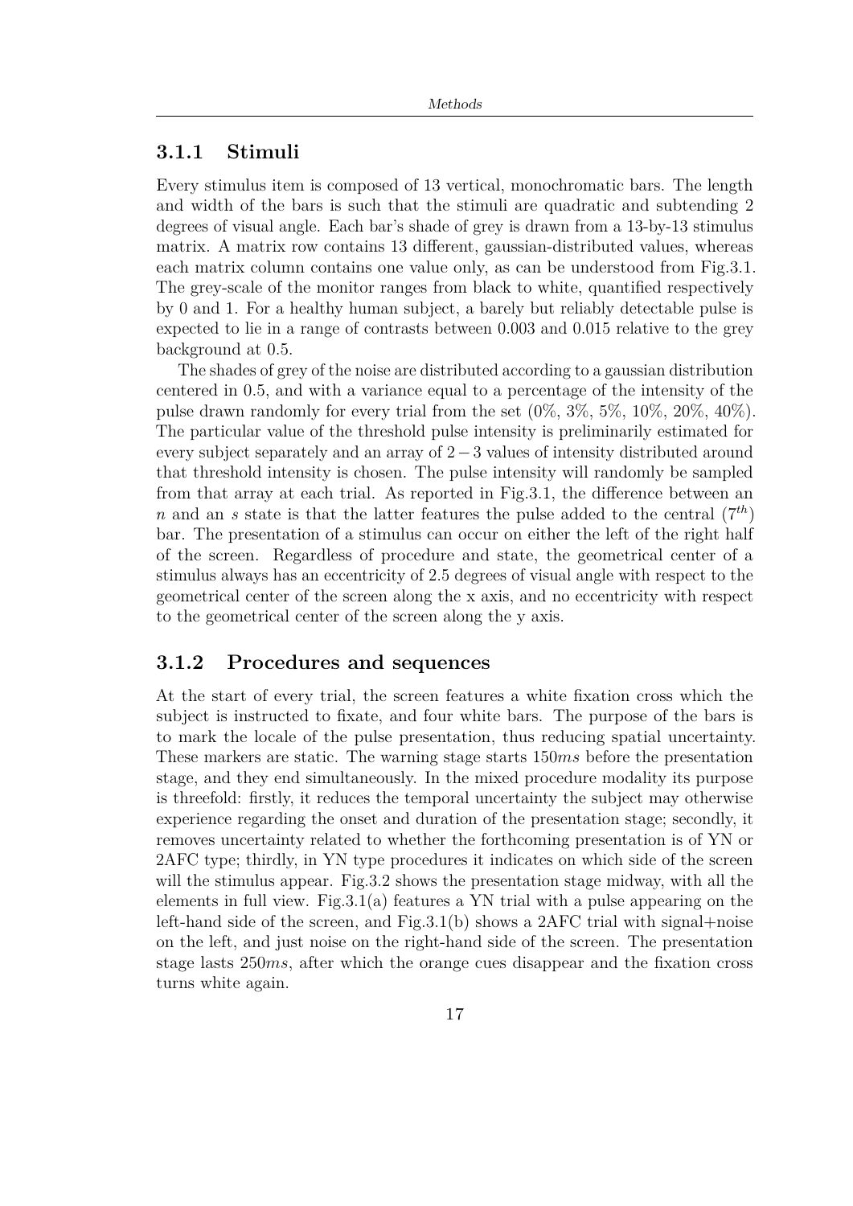### 3.1.1 Stimuli

Every stimulus item is composed of 13 vertical, monochromatic bars. The length and width of the bars is such that the stimuli are quadratic and subtending 2 degrees of visual angle. Each bar's shade of grey is drawn from a 13-by-13 stimulus matrix. A matrix row contains 13 different, gaussian-distributed values, whereas each matrix column contains one value only, as can be understood from Fig.3.1. The grey-scale of the monitor ranges from black to white, quantified respectively by 0 and 1. For a healthy human subject, a barely but reliably detectable pulse is expected to lie in a range of contrasts between 0.003 and 0.015 relative to the grey background at 0.5.

The shades of grey of the noise are distributed according to a gaussian distribution centered in 0.5, and with a variance equal to a percentage of the intensity of the pulse drawn randomly for every trial from the set (0%, 3%, 5%, 10%, 20%, 40%). The particular value of the threshold pulse intensity is preliminarily estimated for every subject separately and an array of $2-3$ values of intensity distributed around that threshold intensity is chosen. The pulse intensity will randomly be sampled from that array at each trial. As reported in Fig.3.1, the difference between an $n$ and an $s$ state is that the latter features the pulse added to the central ($7^{th}$) bar. The presentation of a stimulus can occur on either the left of the right half of the screen. Regardless of procedure and state, the geometrical center of a stimulus always has an eccentricity of 2.5 degrees of visual angle with respect to the geometrical center of the screen along the x axis, and no eccentricity with respect to the geometrical center of the screen along the y axis.

### 3.1.2 Procedures and sequences

At the start of every trial, the screen features a white fixation cross which the subject is instructed to fixate, and four white bars. The purpose of the bars is to mark the locale of the pulse presentation, thus reducing spatial uncertainty. These markers are static. The warning stage starts $150ms$ before the presentation stage, and they end simultaneously. In the mixed procedure modality its purpose is threefold: firstly, it reduces the temporal uncertainty the subject may otherwise experience regarding the onset and duration of the presentation stage; secondly, it removes uncertainty related to whether the forthcoming presentation is of YN or 2AFC type; thirdly, in YN type procedures it indicates on which side of the screen will the stimulus appear. Fig.3.2 shows the presentation stage midway, with all the elements in full view. Fig.3.1(a) features a YN trial with a pulse appearing on the left-hand side of the screen, and Fig.3.1(b) shows a 2AFC trial with signal+noise on the left, and just noise on the right-hand side of the screen. The presentation stage lasts $250ms$, after which the orange cues disappear and the fixation cross turns white again.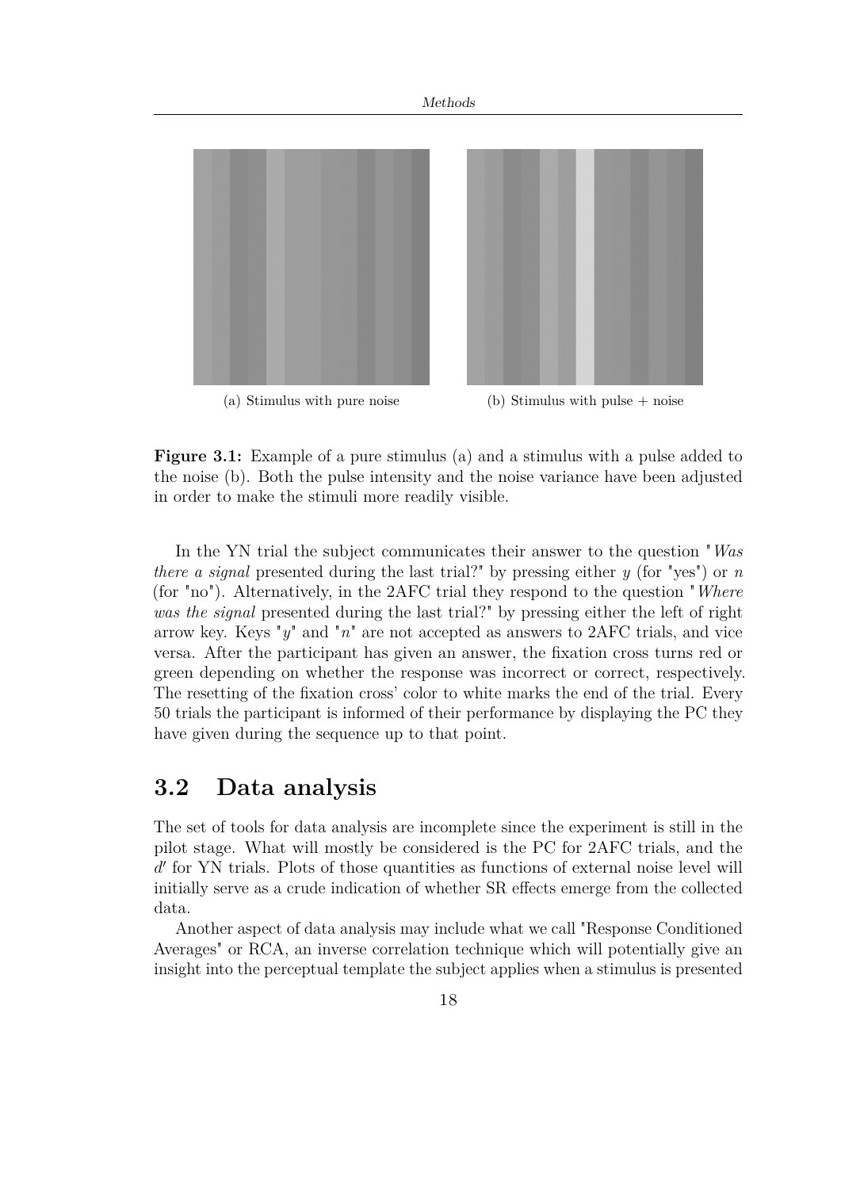(a) Stimulus with pure noise

(b) Stimulus with pulse + noise

**Figure 3.1:** Example of a pure stimulus (a) and a stimulus with a pulse added to the noise (b). Both the pulse intensity and the noise variance have been adjusted in order to make the stimuli more readily visible.

In the YN trial the subject communicates their answer to the question "*Was there a signal* presented during the last trial?" by pressing either $y$ (for "yes") or $n$ (for "no"). Alternatively, in the 2AFC trial they respond to the question "*Where was the signal* presented during the last trial?" by pressing either the left of right arrow key. Keys "$y$" and "$n$" are not accepted as answers to 2AFC trials, and vice versa. After the participant has given an answer, the fixation cross turns red or green depending on whether the response was incorrect or correct, respectively. The resetting of the fixation cross' color to white marks the end of the trial. Every 50 trials the participant is informed of their performance by displaying the PC they have given during the sequence up to that point.

## 3.2 Data analysis

The set of tools for data analysis are incomplete since the experiment is still in the pilot stage. What will mostly be considered is the PC for 2AFC trials, and the $d'$ for YN trials. Plots of those quantities as functions of external noise level will initially serve as a crude indication of whether SR effects emerge from the collected data.

Another aspect of data analysis may include what we call "Response Conditioned Averages" or RCA, an inverse correlation technique which will potentially give an insight into the perceptual template the subject applies when a stimulus is presented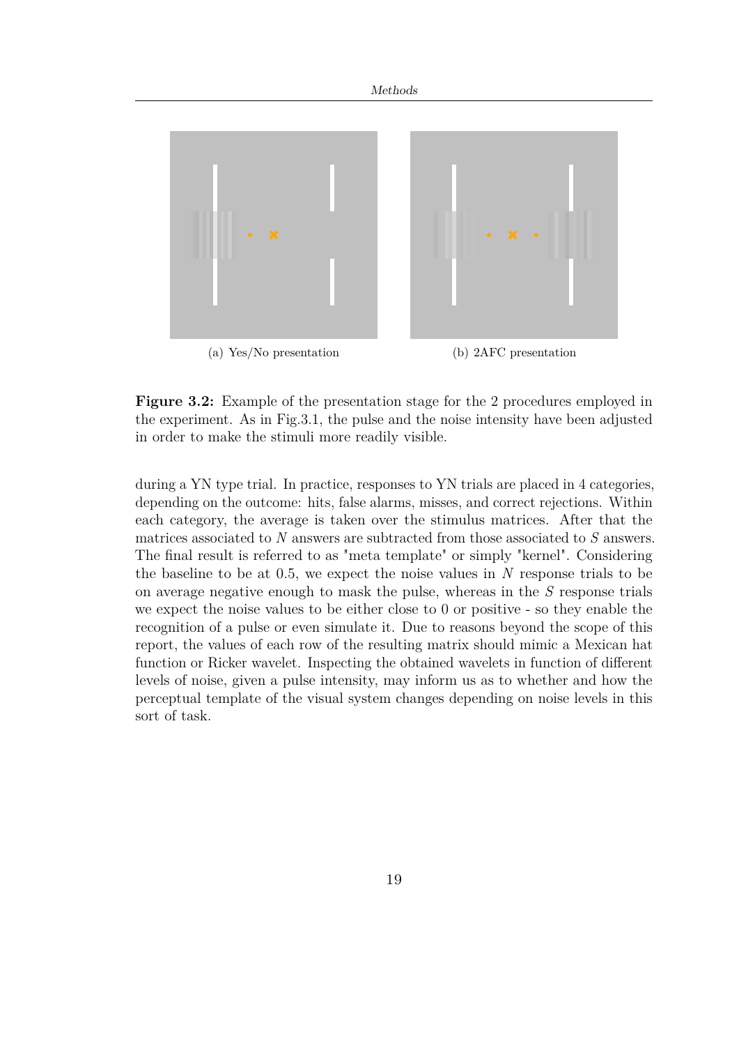(a) Yes/No presentation

(b) 2AFC presentation

**Figure 3.2:** Example of the presentation stage for the 2 procedures employed in the experiment. As in Fig.3.1, the pulse and the noise intensity have been adjusted in order to make the stimuli more readily visible.

during a YN type trial. In practice, responses to YN trials are placed in 4 categories, depending on the outcome: hits, false alarms, misses, and correct rejections. Within each category, the average is taken over the stimulus matrices. After that the matrices associated to $N$ answers are subtracted from those associated to $S$ answers. The final result is referred to as "meta template" or simply "kernel". Considering the baseline to be at 0.5, we expect the noise values in $N$ response trials to be on average negative enough to mask the pulse, whereas in the $S$ response trials we expect the noise values to be either close to 0 or positive - so they enable the recognition of a pulse or even simulate it. Due to reasons beyond the scope of this report, the values of each row of the resulting matrix should mimic a Mexican hat function or Ricker wavelet. Inspecting the obtained wavelets in function of different levels of noise, given a pulse intensity, may inform us as to whether and how the perceptual template of the visual system changes depending on noise levels in this sort of task.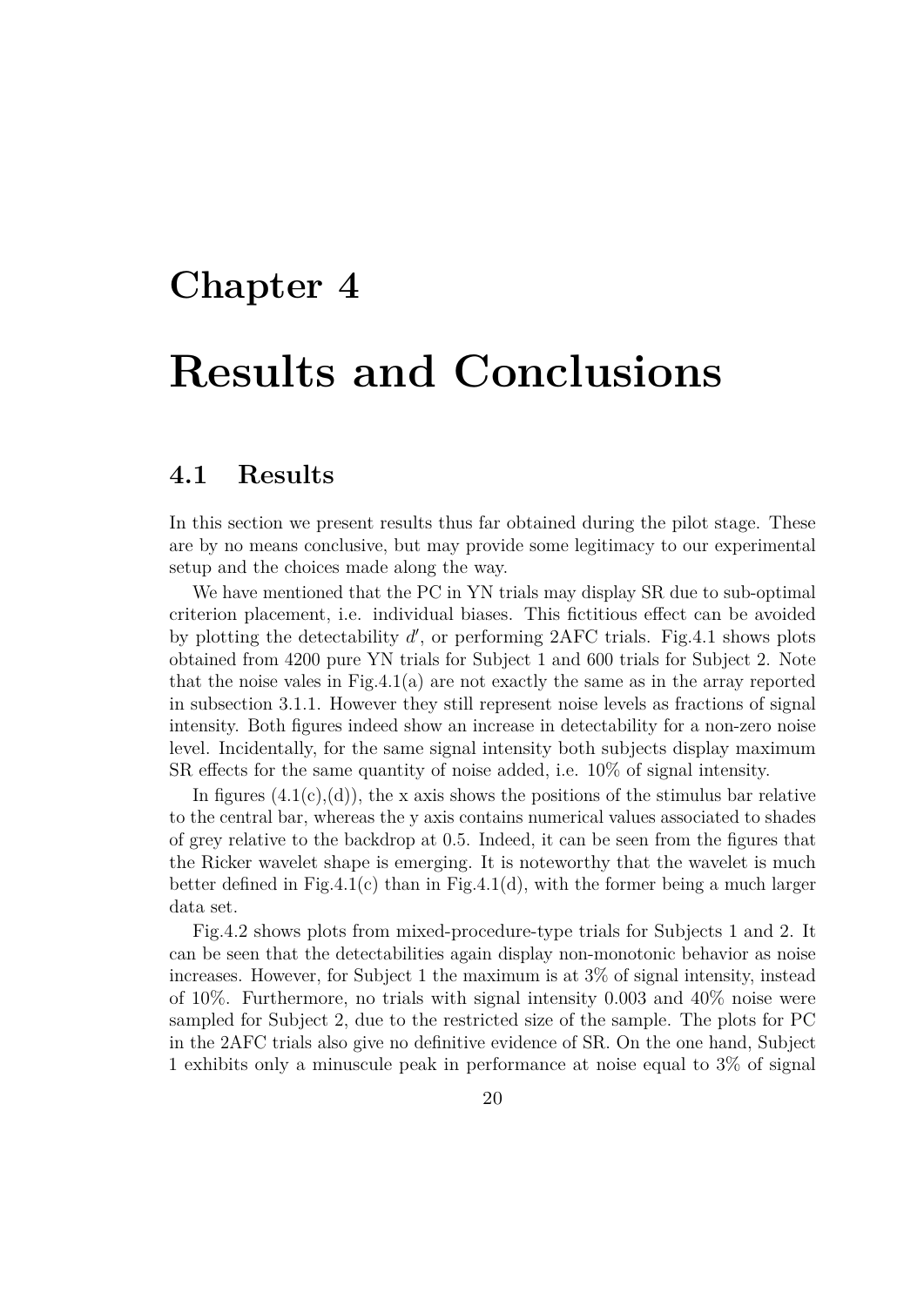# Chapter 4

# Results and Conclusions

## 4.1 Results

In this section we present results thus far obtained during the pilot stage. These are by no means conclusive, but may provide some legitimacy to our experimental setup and the choices made along the way.

We have mentioned that the PC in YN trials may display SR due to sub-optimal criterion placement, i.e. individual biases. This fictitious effect can be avoided by plotting the detectability $d'$, or performing 2AFC trials. Fig.4.1 shows plots obtained from 4200 pure YN trials for Subject 1 and 600 trials for Subject 2. Note that the noise vales in Fig.4.1(a) are not exactly the same as in the array reported in subsection 3.1.1. However they still represent noise levels as fractions of signal intensity. Both figures indeed show an increase in detectability for a non-zero noise level. Incidentally, for the same signal intensity both subjects display maximum SR effects for the same quantity of noise added, i.e. 10% of signal intensity.

In figures (4.1(c),(d)), the x axis shows the positions of the stimulus bar relative to the central bar, whereas the y axis contains numerical values associated to shades of grey relative to the backdrop at 0.5. Indeed, it can be seen from the figures that the Ricker wavelet shape is emerging. It is noteworthy that the wavelet is much better defined in Fig.4.1(c) than in Fig.4.1(d), with the former being a much larger data set.

Fig.4.2 shows plots from mixed-procedure-type trials for Subjects 1 and 2. It can be seen that the detectabilities again display non-monotonic behavior as noise increases. However, for Subject 1 the maximum is at 3% of signal intensity, instead of 10%. Furthermore, no trials with signal intensity 0.003 and 40% noise were sampled for Subject 2, due to the restricted size of the sample. The plots for PC in the 2AFC trials also give no definitive evidence of SR. On the one hand, Subject 1 exhibits only a minuscule peak in performance at noise equal to 3% of signal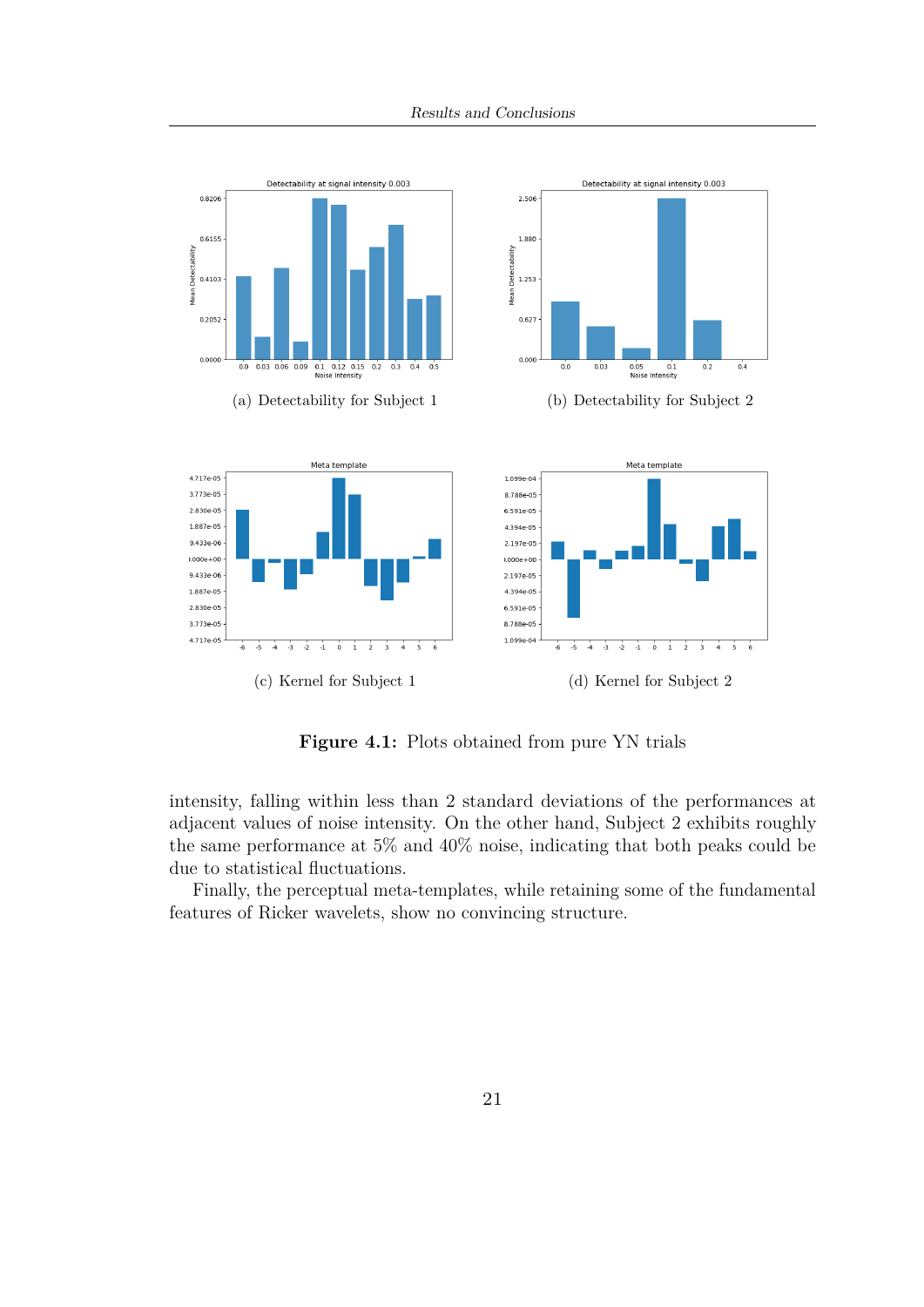(a) Detectability for Subject 1

(b) Detectability for Subject 2

(c) Kernel for Subject 1

(d) Kernel for Subject 2

**Figure 4.1:** Plots obtained from pure YN trials

intensity, falling within less than 2 standard deviations of the performances at adjacent values of noise intensity. On the other hand, Subject 2 exhibits roughly the same performance at 5% and 40% noise, indicating that both peaks could be due to statistical fluctuations.

Finally, the perceptual meta-templates, while retaining some of the fundamental features of Ricker wavelets, show no convincing structure.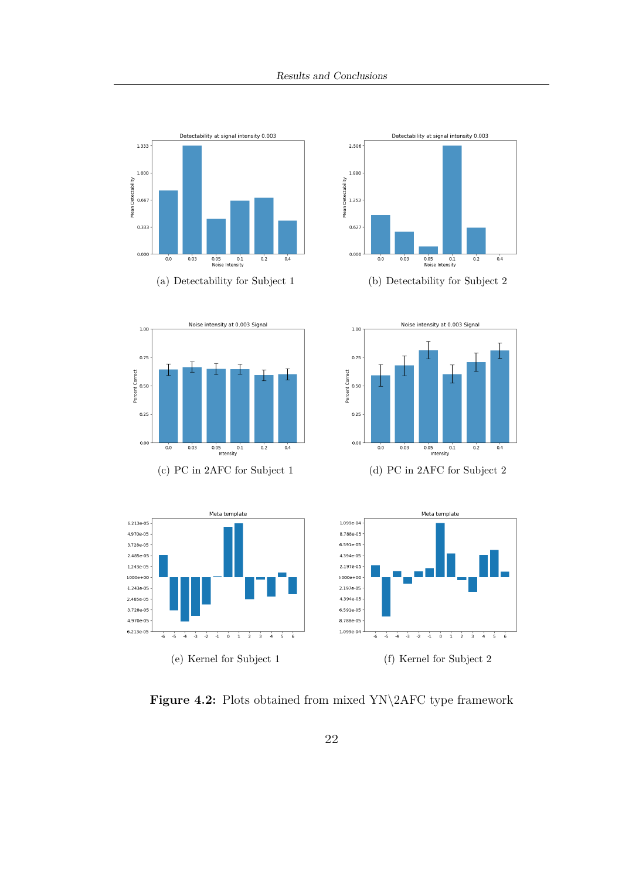(a) Detectability for Subject 1

(b) Detectability for Subject 2

(c) PC in 2AFC for Subject 1

(d) PC in 2AFC for Subject 2

(e) Kernel for Subject 1

(f) Kernel for Subject 2

**Figure 4.2:** Plots obtained from mixed YN\2AFC type framework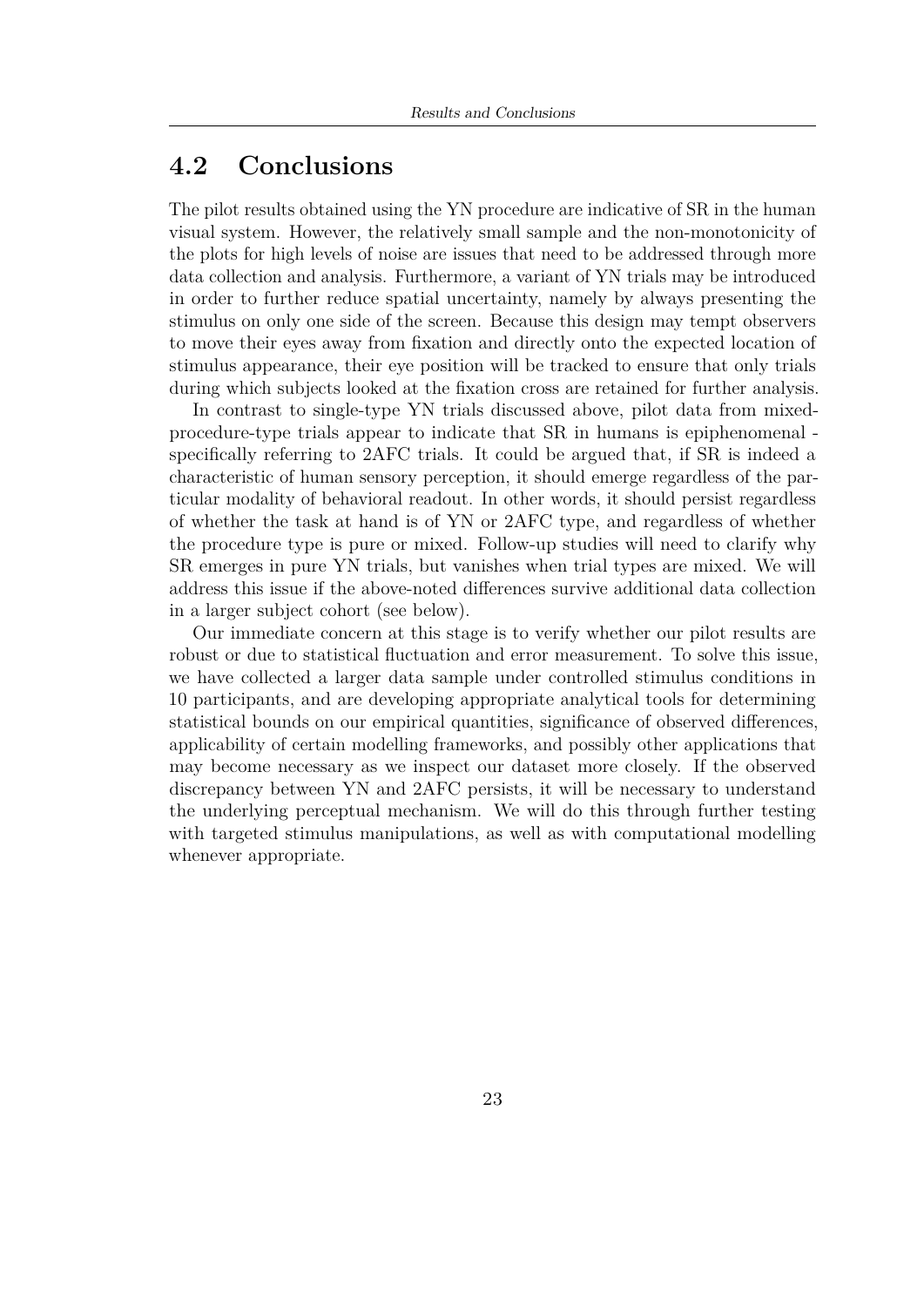## 4.2 Conclusions

The pilot results obtained using the YN procedure are indicative of SR in the human visual system. However, the relatively small sample and the non-monotonicity of the plots for high levels of noise are issues that need to be addressed through more data collection and analysis. Furthermore, a variant of YN trials may be introduced in order to further reduce spatial uncertainty, namely by always presenting the stimulus on only one side of the screen. Because this design may tempt observers to move their eyes away from fixation and directly onto the expected location of stimulus appearance, their eye position will be tracked to ensure that only trials during which subjects looked at the fixation cross are retained for further analysis.

In contrast to single-type YN trials discussed above, pilot data from mixed-procedure-type trials appear to indicate that SR in humans is epiphenomenal - specifically referring to 2AFC trials. It could be argued that, if SR is indeed a characteristic of human sensory perception, it should emerge regardless of the particular modality of behavioral readout. In other words, it should persist regardless of whether the task at hand is of YN or 2AFC type, and regardless of whether the procedure type is pure or mixed. Follow-up studies will need to clarify why SR emerges in pure YN trials, but vanishes when trial types are mixed. We will address this issue if the above-noted differences survive additional data collection in a larger subject cohort (see below).

Our immediate concern at this stage is to verify whether our pilot results are robust or due to statistical fluctuation and error measurement. To solve this issue, we have collected a larger data sample under controlled stimulus conditions in 10 participants, and are developing appropriate analytical tools for determining statistical bounds on our empirical quantities, significance of observed differences, applicability of certain modelling frameworks, and possibly other applications that may become necessary as we inspect our dataset more closely. If the observed discrepancy between YN and 2AFC persists, it will be necessary to understand the underlying perceptual mechanism. We will do this through further testing with targeted stimulus manipulations, as well as with computational modelling whenever appropriate.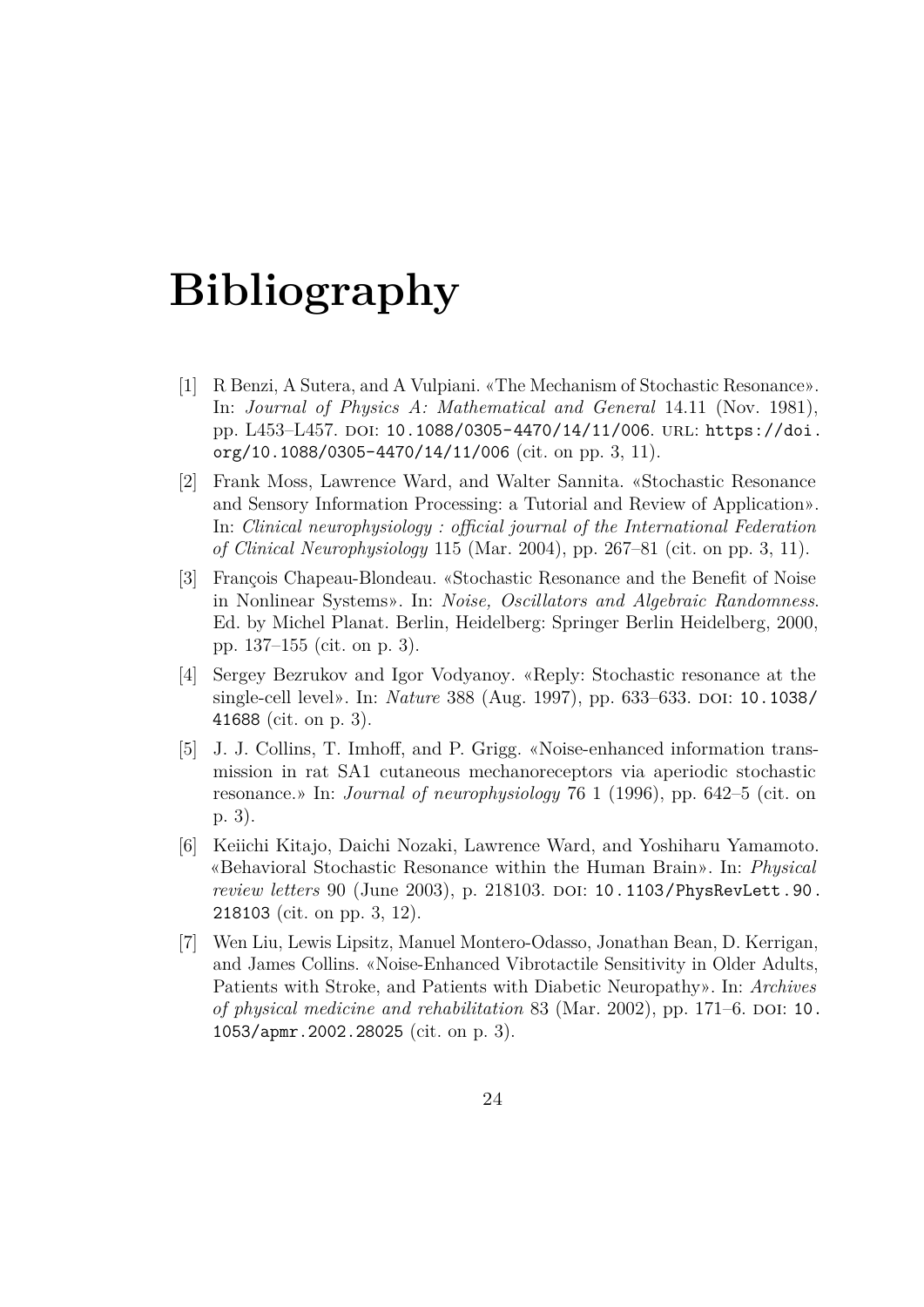# Bibliography

[1] R Benzi, A Sutera, and A Vulpiani. «The Mechanism of Stochastic Resonance». In: *Journal of Physics A: Mathematical and General* 14.11 (Nov. 1981), pp. L453–L457. DOI: 10.1088/0305-4470/14/11/006. URL: https://doi.org/10.1088/0305-4470/14/11/006 (cit. on pp. 3, 11).

[2] Frank Moss, Lawrence Ward, and Walter Sannita. «Stochastic Resonance and Sensory Information Processing: a Tutorial and Review of Application». In: *Clinical neurophysiology : official journal of the International Federation of Clinical Neurophysiology* 115 (Mar. 2004), pp. 267–81 (cit. on pp. 3, 11).

[3] François Chapeau-Blondeau. «Stochastic Resonance and the Benefit of Noise in Nonlinear Systems». In: *Noise, Oscillators and Algebraic Randomness*. Ed. by Michel Planat. Berlin, Heidelberg: Springer Berlin Heidelberg, 2000, pp. 137–155 (cit. on p. 3).

[4] Sergey Bezrukov and Igor Vodyanoy. «Reply: Stochastic resonance at the single-cell level». In: *Nature* 388 (Aug. 1997), pp. 633–633. DOI: 10.1038/41688 (cit. on p. 3).

[5] J. J. Collins, T. Imhoff, and P. Grigg. «Noise-enhanced information transmission in rat SA1 cutaneous mechanoreceptors via aperiodic stochastic resonance.» In: *Journal of neurophysiology* 76 1 (1996), pp. 642–5 (cit. on p. 3).

[6] Keiichi Kitajo, Daichi Nozaki, Lawrence Ward, and Yoshiharu Yamamoto. «Behavioral Stochastic Resonance within the Human Brain». In: *Physical review letters* 90 (June 2003), p. 218103. DOI: 10.1103/PhysRevLett.90.218103 (cit. on pp. 3, 12).

[7] Wen Liu, Lewis Lipsitz, Manuel Montero-Odasso, Jonathan Bean, D. Kerrigan, and James Collins. «Noise-Enhanced Vibrotactile Sensitivity in Older Adults, Patients with Stroke, and Patients with Diabetic Neuropathy». In: *Archives of physical medicine and rehabilitation* 83 (Mar. 2002), pp. 171–6. DOI: 10.1053/apmr.2002.28025 (cit. on p. 3).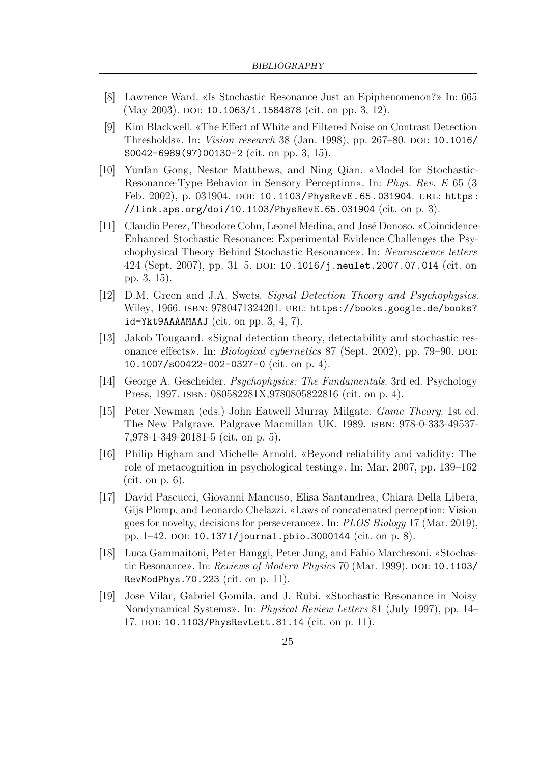[8] Lawrence Ward. «Is Stochastic Resonance Just an Epiphenomenon?» In: 665 (May 2003). DOI: 10.1063/1.1584878 (cit. on pp. 3, 12).

[9] Kim Blackwell. «The Effect of White and Filtered Noise on Contrast Detection Thresholds». In: *Vision research* 38 (Jan. 1998), pp. 267–80. DOI: 10.1016/S0042-6989(97)00130-2 (cit. on pp. 3, 15).

[10] Yunfan Gong, Nestor Matthews, and Ning Qian. «Model for Stochastic-Resonance-Type Behavior in Sensory Perception». In: *Phys. Rev. E* 65 (3 Feb. 2002), p. 031904. DOI: 10.1103/PhysRevE.65.031904. URL: https://link.aps.org/doi/10.1103/PhysRevE.65.031904 (cit. on p. 3).

[11] Claudio Perez, Theodore Cohn, Leonel Medina, and José Donoso. «Coincidence-Enhanced Stochastic Resonance: Experimental Evidence Challenges the Psychophysical Theory Behind Stochastic Resonance». In: *Neuroscience letters* 424 (Sept. 2007), pp. 31–5. DOI: 10.1016/j.neulet.2007.07.014 (cit. on pp. 3, 15).

[12] D.M. Green and J.A. Swets. *Signal Detection Theory and Psychophysics*. Wiley, 1966. ISBN: 9780471324201. URL: https://books.google.de/books?id=Ykt9AAAAMAAJ (cit. on pp. 3, 4, 7).

[13] Jakob Tougaard. «Signal detection theory, detectability and stochastic resonance effects». In: *Biological cybernetics* 87 (Sept. 2002), pp. 79–90. DOI: 10.1007/s00422-002-0327-0 (cit. on p. 4).

[14] George A. Gescheider. *Psychophysics: The Fundamentals*. 3rd ed. Psychology Press, 1997. ISBN: 080582281X,9780805822816 (cit. on p. 4).

[15] Peter Newman (eds.) John Eatwell Murray Milgate. *Game Theory*. 1st ed. The New Palgrave. Palgrave Macmillan UK, 1989. ISBN: 978-0-333-49537-7,978-1-349-20181-5 (cit. on p. 5).

[16] Philip Higham and Michelle Arnold. «Beyond reliability and validity: The role of metacognition in psychological testing». In: Mar. 2007, pp. 139–162 (cit. on p. 6).

[17] David Pascucci, Giovanni Mancuso, Elisa Santandrea, Chiara Della Libera, Gijs Plomp, and Leonardo Chelazzi. «Laws of concatenated perception: Vision goes for novelty, decisions for perseverance». In: *PLOS Biology* 17 (Mar. 2019), pp. 1–42. DOI: 10.1371/journal.pbio.3000144 (cit. on p. 8).

[18] Luca Gammaitoni, Peter Hanggi, Peter Jung, and Fabio Marchesoni. «Stochastic Resonance». In: *Reviews of Modern Physics* 70 (Mar. 1999). DOI: 10.1103/RevModPhys.70.223 (cit. on p. 11).

[19] Jose Vilar, Gabriel Gomila, and J. Rubi. «Stochastic Resonance in Noisy Nondynamical Systems». In: *Physical Review Letters* 81 (July 1997), pp. 14–17. DOI: 10.1103/PhysRevLett.81.14 (cit. on p. 11).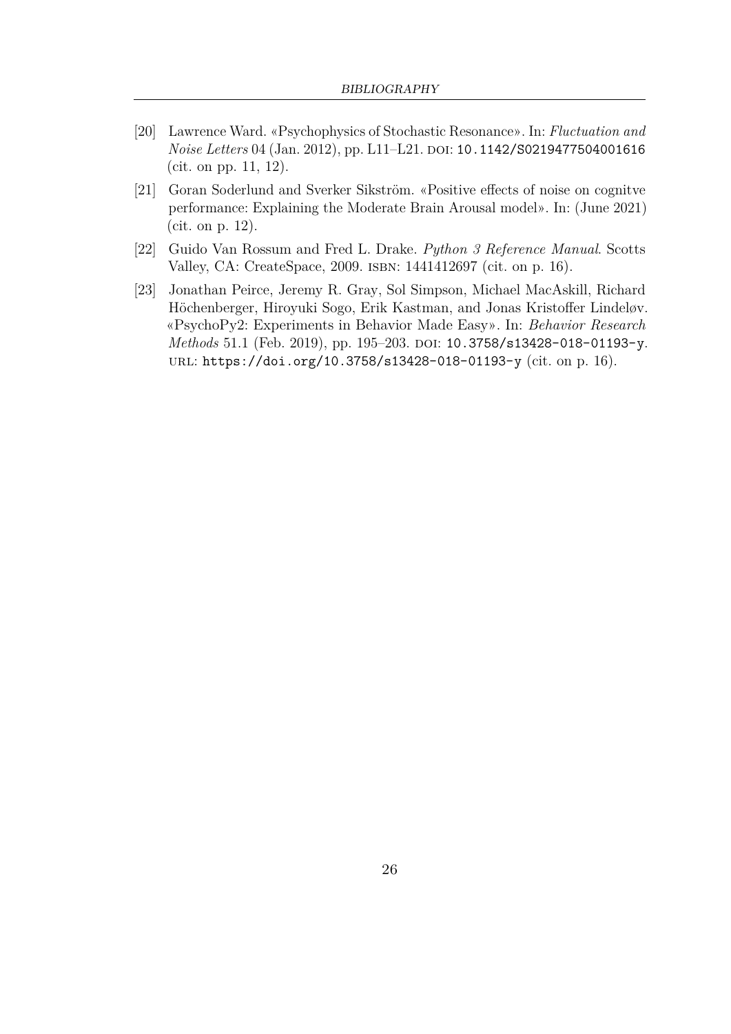[20] Lawrence Ward. «Psychophysics of Stochastic Resonance». In: *Fluctuation and Noise Letters* 04 (Jan. 2012), pp. L11–L21. DOI: 10.1142/S0219477504001616 (cit. on pp. 11, 12).

[21] Goran Soderlund and Sverker Sikström. «Positive effects of noise on cognitve performance: Explaining the Moderate Brain Arousal model». In: (June 2021) (cit. on p. 12).

[22] Guido Van Rossum and Fred L. Drake. *Python 3 Reference Manual*. Scotts Valley, CA: CreateSpace, 2009. ISBN: 1441412697 (cit. on p. 16).

[23] Jonathan Peirce, Jeremy R. Gray, Sol Simpson, Michael MacAskill, Richard Höchenberger, Hiroyuki Sogo, Erik Kastman, and Jonas Kristoffer Lindeløv. «PsychoPy2: Experiments in Behavior Made Easy». In: *Behavior Research Methods* 51.1 (Feb. 2019), pp. 195–203. DOI: 10.3758/s13428-018-01193-y. URL: https://doi.org/10.3758/s13428-018-01193-y (cit. on p. 16).